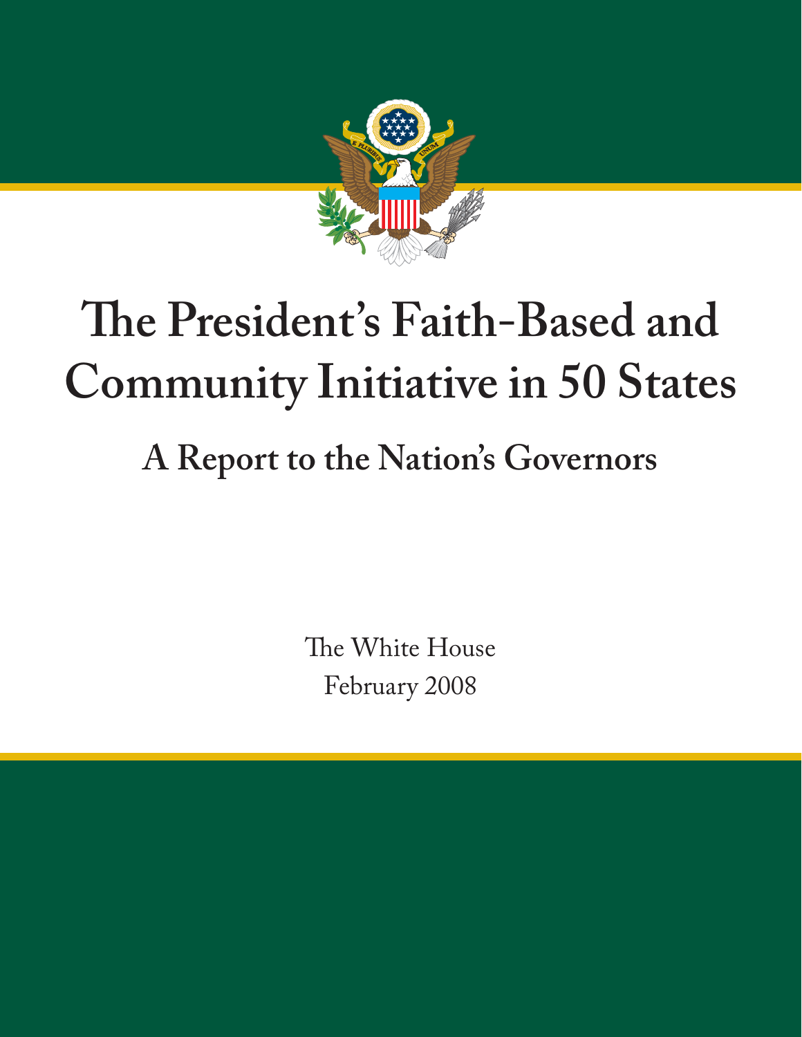# The President's Faith-Based and Community Initiative in 50 States

## A Report to the Nation's Governors

The White House

February 2008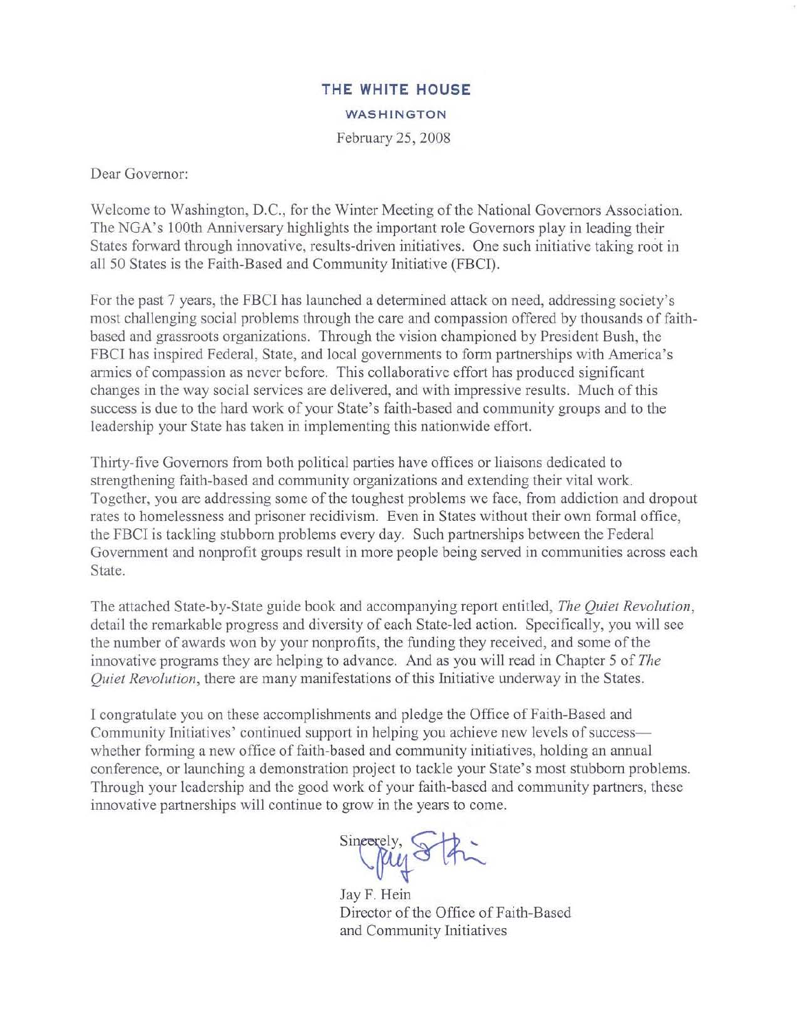# THE WHITE HOUSE

WASHINGTON

February 25, 2008

Dear Governor:

Welcome to Washington, D.C., for the Winter Meeting of the National Governors Association. The NGA's 100th Anniversary highlights the important role Governors play in leading their States forward through innovative, results-driven initiatives. One such initiative taking root in all 50 States is the Faith-Based and Community Initiative (FBCI).

For the past 7 years, the FBCI has launched a determined attack on need, addressing society's most challenging social problems through the care and compassion offered by thousands of faith-based and grassroots organizations. Through the vision championed by President Bush, the FBCI has inspired Federal, State, and local governments to form partnerships with America's armies of compassion as never before. This collaborative effort has produced significant changes in the way social services are delivered, and with impressive results. Much of this success is due to the hard work of your State's faith-based and community groups and to the leadership your State has taken in implementing this nationwide effort.

Thirty-five Governors from both political parties have offices or liaisons dedicated to strengthening faith-based and community organizations and extending their vital work. Together, you are addressing some of the toughest problems we face, from addiction and dropout rates to homelessness and prisoner recidivism. Even in States without their own formal office, the FBCI is tackling stubborn problems every day. Such partnerships between the Federal Government and nonprofit groups result in more people being served in communities across each State.

The attached State-by-State guide book and accompanying report entitled, *The Quiet Revolution*, detail the remarkable progress and diversity of each State-led action. Specifically, you will see the number of awards won by your nonprofits, the funding they received, and some of the innovative programs they are helping to advance. And as you will read in Chapter 5 of *The Quiet Revolution*, there are many manifestations of this Initiative underway in the States.

I congratulate you on these accomplishments and pledge the Office of Faith-Based and Community Initiatives' continued support in helping you achieve new levels of success—whether forming a new office of faith-based and community initiatives, holding an annual conference, or launching a demonstration project to tackle your State's most stubborn problems. Through your leadership and the good work of your faith-based and community partners, these innovative partnerships will continue to grow in the years to come.

Sincerely,

Jay F. Hein
Director of the Office of Faith-Based and Community Initiatives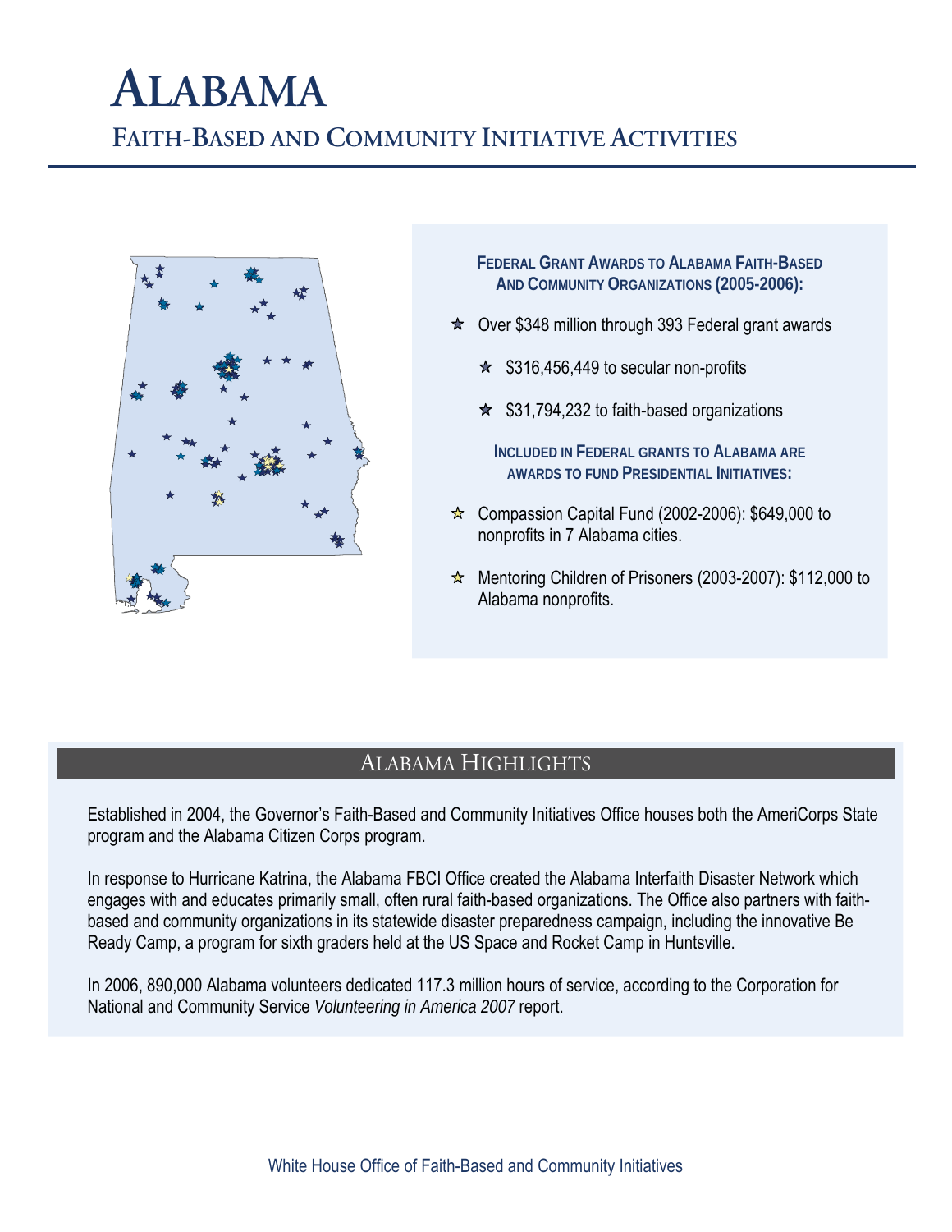# Alabama

## Faith-Based and Community Initiative Activities

### Federal Grant Awards to Alabama Faith-Based And Community Organizations (2005-2006):

- Over $348 million through 393 Federal grant awards
  - $316,456,449 to secular non-profits
  - $31,794,232 to faith-based organizations

**Included in Federal grants to Alabama are awards to fund Presidential Initiatives:**

- Compassion Capital Fund (2002-2006): $649,000 to nonprofits in 7 Alabama cities.
- Mentoring Children of Prisoners (2003-2007): $112,000 to Alabama nonprofits.

## Alabama Highlights

Established in 2004, the Governor's Faith-Based and Community Initiatives Office houses both the AmeriCorps State program and the Alabama Citizen Corps program.

In response to Hurricane Katrina, the Alabama FBCI Office created the Alabama Interfaith Disaster Network which engages with and educates primarily small, often rural faith-based organizations. The Office also partners with faith-based and community organizations in its statewide disaster preparedness campaign, including the innovative Be Ready Camp, a program for sixth graders held at the US Space and Rocket Camp in Huntsville.

In 2006, 890,000 Alabama volunteers dedicated 117.3 million hours of service, according to the Corporation for National and Community Service *Volunteering in America 2007* report.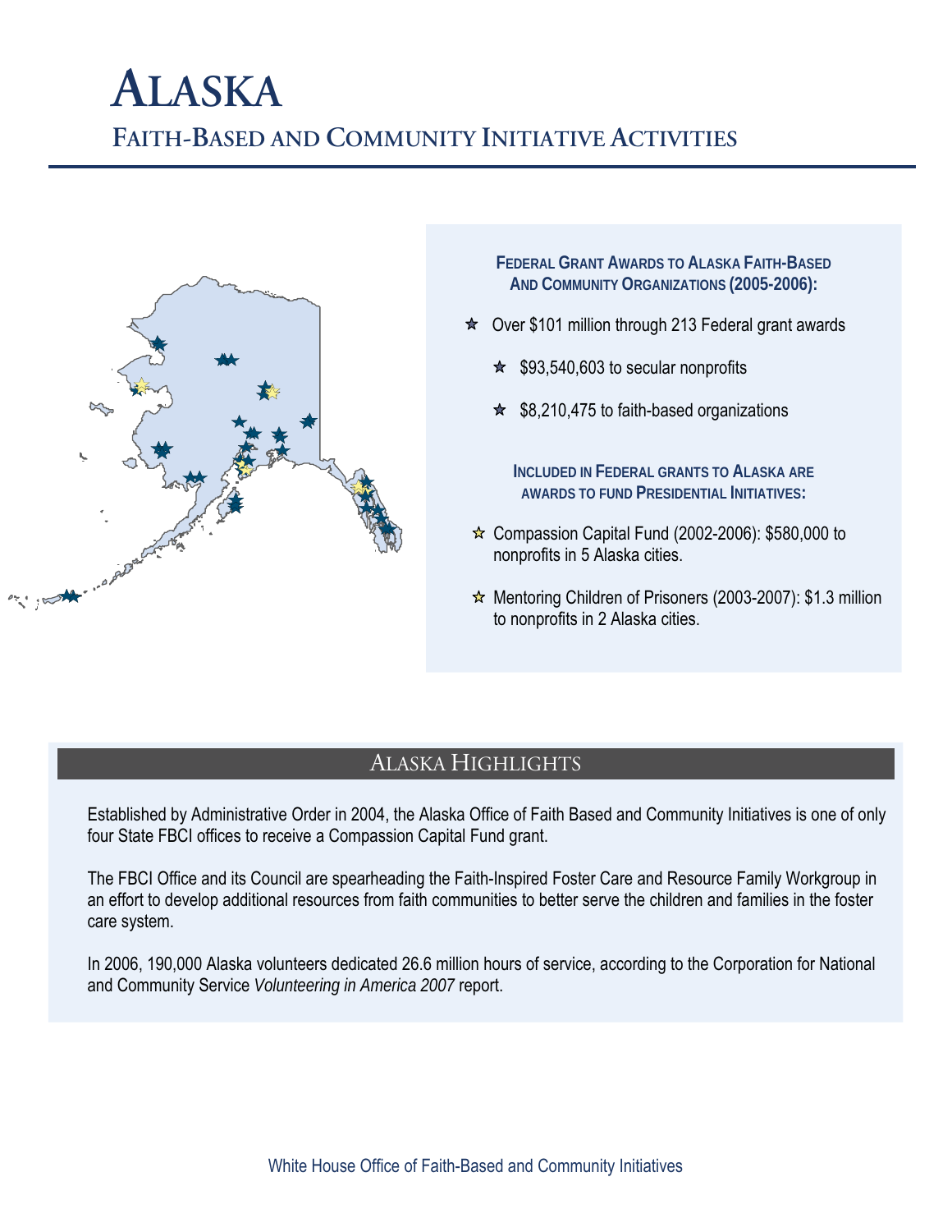# Alaska

## Faith-Based and Community Initiative Activities

### Federal Grant Awards to Alaska Faith-Based And Community Organizations (2005-2006):

- Over $101 million through 213 Federal grant awards
  - $93,540,603 to secular nonprofits
  - $8,210,475 to faith-based organizations

### Included in Federal grants to Alaska are awards to fund Presidential Initiatives:

- Compassion Capital Fund (2002-2006): $580,000 to nonprofits in 5 Alaska cities.
- Mentoring Children of Prisoners (2003-2007): $1.3 million to nonprofits in 2 Alaska cities.

## Alaska Highlights

Established by Administrative Order in 2004, the Alaska Office of Faith Based and Community Initiatives is one of only four State FBCI offices to receive a Compassion Capital Fund grant.

The FBCI Office and its Council are spearheading the Faith-Inspired Foster Care and Resource Family Workgroup in an effort to develop additional resources from faith communities to better serve the children and families in the foster care system.

In 2006, 190,000 Alaska volunteers dedicated 26.6 million hours of service, according to the Corporation for National and Community Service *Volunteering in America 2007* report.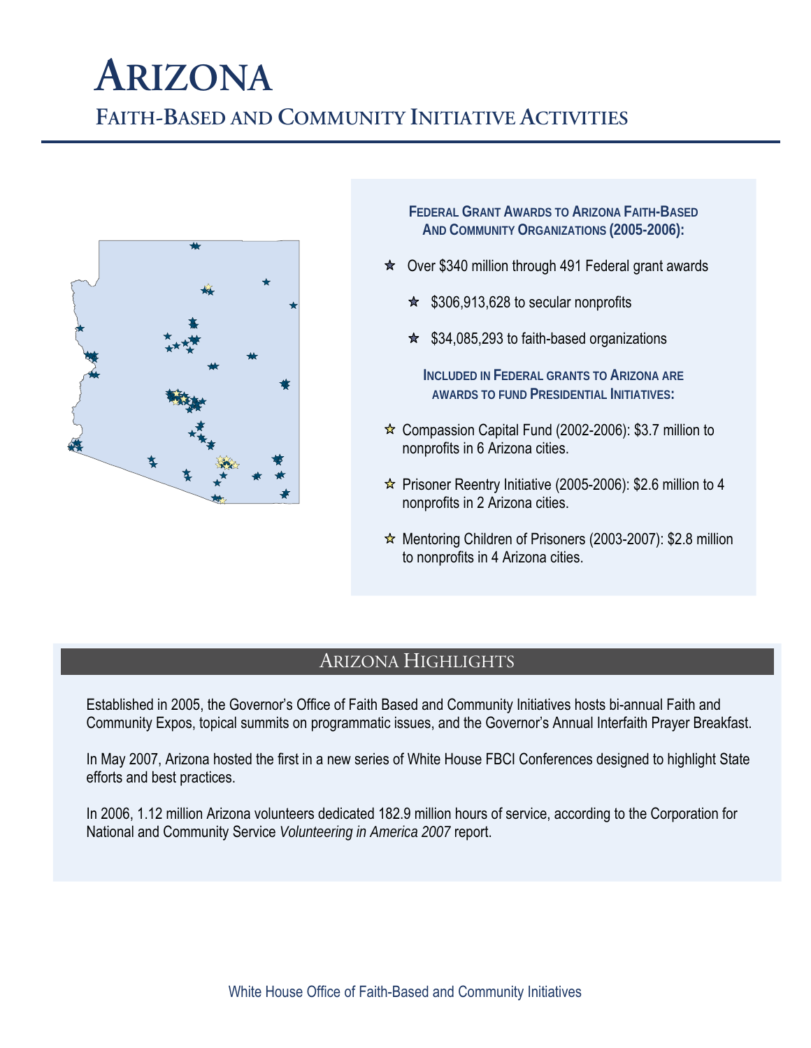# Arizona

## Faith-Based and Community Initiative Activities

### Federal Grant Awards to Arizona Faith-Based And Community Organizations (2005-2006):

- Over $340 million through 491 Federal grant awards
  - $306,913,628 to secular nonprofits
  - $34,085,293 to faith-based organizations

### Included in Federal grants to Arizona are awards to fund Presidential Initiatives:

- Compassion Capital Fund (2002-2006): $3.7 million to nonprofits in 6 Arizona cities.
- Prisoner Reentry Initiative (2005-2006): $2.6 million to 4 nonprofits in 2 Arizona cities.
- Mentoring Children of Prisoners (2003-2007): $2.8 million to nonprofits in 4 Arizona cities.

## Arizona Highlights

Established in 2005, the Governor's Office of Faith Based and Community Initiatives hosts bi-annual Faith and Community Expos, topical summits on programmatic issues, and the Governor's Annual Interfaith Prayer Breakfast.

In May 2007, Arizona hosted the first in a new series of White House FBCI Conferences designed to highlight State efforts and best practices.

In 2006, 1.12 million Arizona volunteers dedicated 182.9 million hours of service, according to the Corporation for National and Community Service *Volunteering in America 2007* report.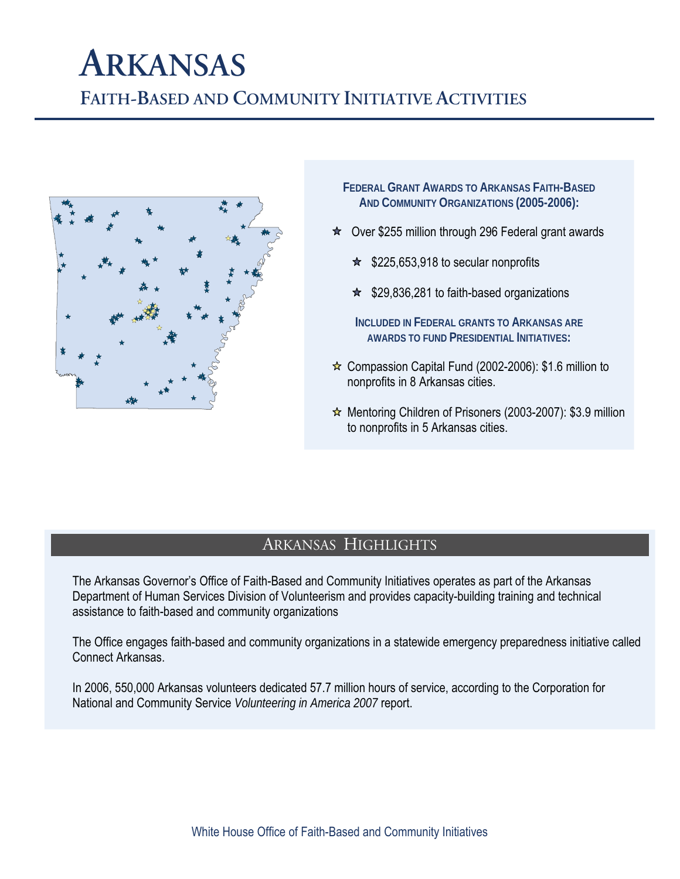# ARKANSAS

## FAITH-BASED AND COMMUNITY INITIATIVE ACTIVITIES

### FEDERAL GRANT AWARDS TO ARKANSAS FAITH-BASED AND COMMUNITY ORGANIZATIONS (2005-2006):

- Over $255 million through 296 Federal grant awards
  - $225,653,918 to secular nonprofits
  - $29,836,281 to faith-based organizations

### INCLUDED IN FEDERAL GRANTS TO ARKANSAS ARE AWARDS TO FUND PRESIDENTIAL INITIATIVES:

- Compassion Capital Fund (2002-2006): $1.6 million to nonprofits in 8 Arkansas cities.
- Mentoring Children of Prisoners (2003-2007): $3.9 million to nonprofits in 5 Arkansas cities.

## ARKANSAS HIGHLIGHTS

The Arkansas Governor's Office of Faith-Based and Community Initiatives operates as part of the Arkansas Department of Human Services Division of Volunteerism and provides capacity-building training and technical assistance to faith-based and community organizations

The Office engages faith-based and community organizations in a statewide emergency preparedness initiative called Connect Arkansas.

In 2006, 550,000 Arkansas volunteers dedicated 57.7 million hours of service, according to the Corporation for National and Community Service *Volunteering in America 2007* report.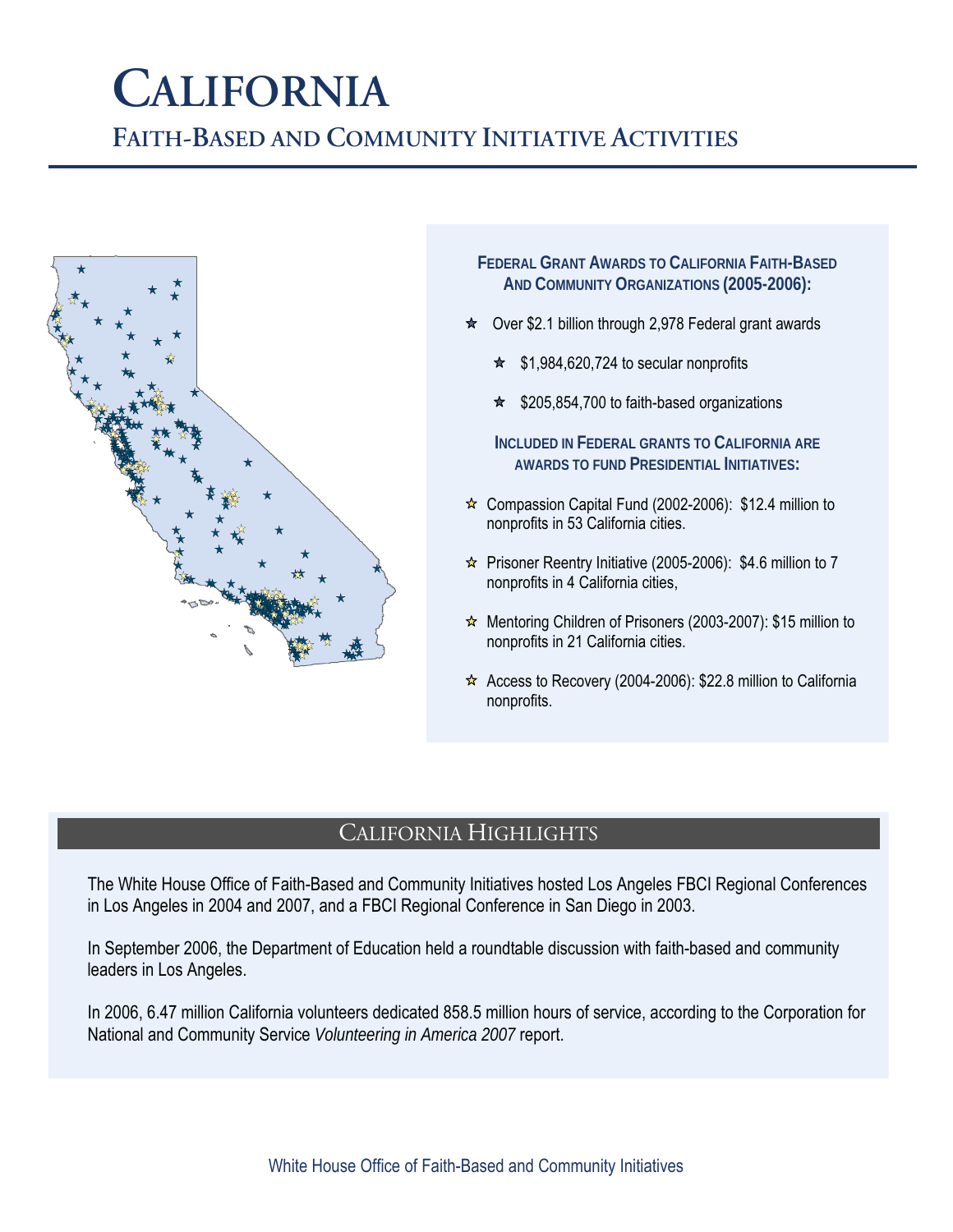# California

## Faith-Based and Community Initiative Activities

### Federal Grant Awards to California Faith-Based And Community Organizations (2005-2006):

- Over $2.1 billion through 2,978 Federal grant awards
  - $1,984,620,724 to secular nonprofits
  - $205,854,700 to faith-based organizations

### Included in Federal grants to California are awards to fund Presidential Initiatives:

- Compassion Capital Fund (2002-2006): $12.4 million to nonprofits in 53 California cities.
- Prisoner Reentry Initiative (2005-2006): $4.6 million to 7 nonprofits in 4 California cities,
- Mentoring Children of Prisoners (2003-2007): $15 million to nonprofits in 21 California cities.
- Access to Recovery (2004-2006): $22.8 million to California nonprofits.

## California Highlights

The White House Office of Faith-Based and Community Initiatives hosted Los Angeles FBCI Regional Conferences in Los Angeles in 2004 and 2007, and a FBCI Regional Conference in San Diego in 2003.

In September 2006, the Department of Education held a roundtable discussion with faith-based and community leaders in Los Angeles.

In 2006, 6.47 million California volunteers dedicated 858.5 million hours of service, according to the Corporation for National and Community Service *Volunteering in America 2007* report.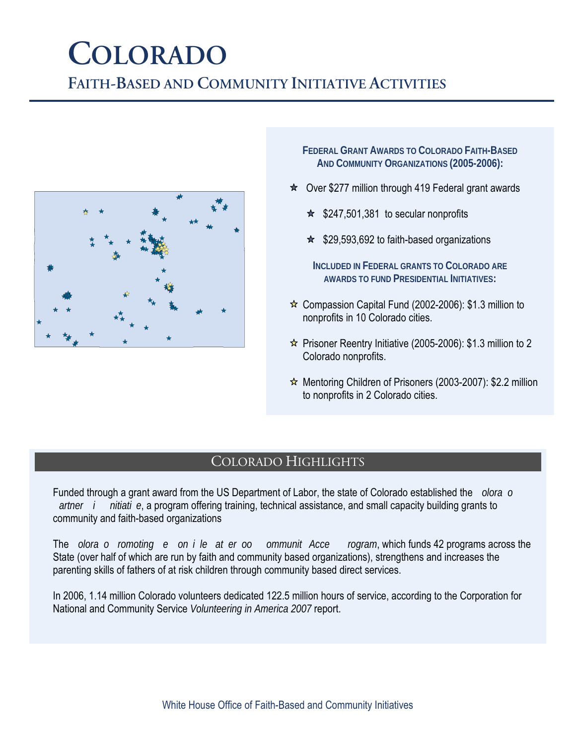# COLORADO

## FAITH-BASED AND COMMUNITY INITIATIVE ACTIVITIES

### FEDERAL GRANT AWARDS TO COLORADO FAITH-BASED AND COMMUNITY ORGANIZATIONS (2005-2006):

- Over $277 million through 419 Federal grant awards
  - $247,501,381 to secular nonprofits
  - $29,593,692 to faith-based organizations

### INCLUDED IN FEDERAL GRANTS TO COLORADO ARE AWARDS TO FUND PRESIDENTIAL INITIATIVES:

- Compassion Capital Fund (2002-2006): $1.3 million to nonprofits in 10 Colorado cities.
- Prisoner Reentry Initiative (2005-2006): $1.3 million to 2 Colorado nonprofits.
- Mentoring Children of Prisoners (2003-2007): $2.2 million to nonprofits in 2 Colorado cities.

## COLORADO HIGHLIGHTS

Funded through a grant award from the US Department of Labor, the state of Colorado established the *olora o artner i nitiati e*, a program offering training, technical assistance, and small capacity building grants to community and faith-based organizations

The *olora o romoting e on i le at er oo ommunit Acce rogram*, which funds 42 programs across the State (over half of which are run by faith and community based organizations), strengthens and increases the parenting skills of fathers of at risk children through community based direct services.

In 2006, 1.14 million Colorado volunteers dedicated 122.5 million hours of service, according to the Corporation for National and Community Service *Volunteering in America 2007* report.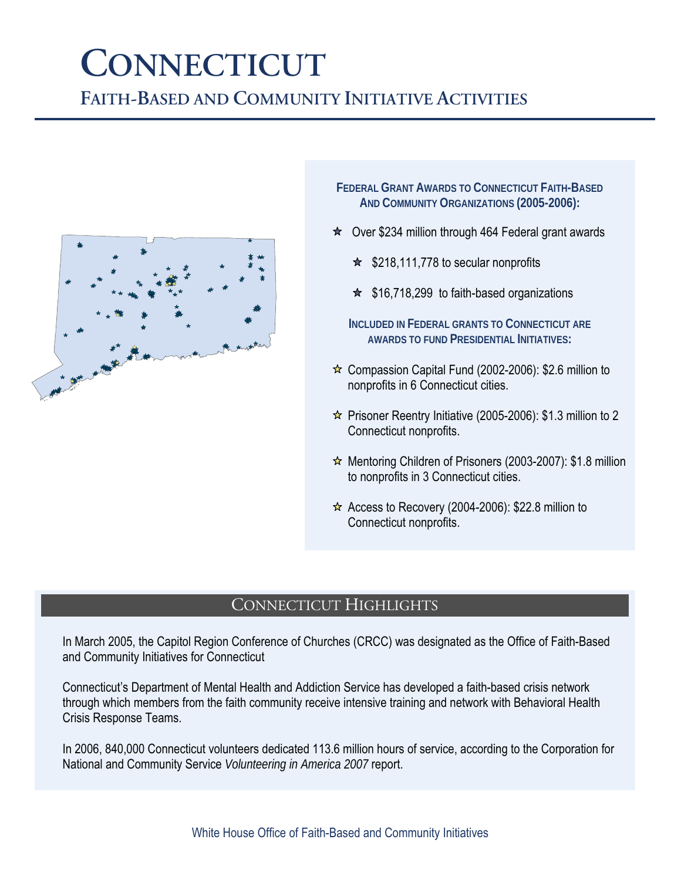# Connecticut

## Faith-Based and Community Initiative Activities

**Federal Grant Awards to Connecticut Faith-Based And Community Organizations (2005-2006):**

- Over $234 million through 464 Federal grant awards
  - $218,111,778 to secular nonprofits
  - $16,718,299 to faith-based organizations

**Included in Federal grants to Connecticut are awards to fund Presidential Initiatives:**

- Compassion Capital Fund (2002-2006): $2.6 million to nonprofits in 6 Connecticut cities.
- Prisoner Reentry Initiative (2005-2006): $1.3 million to 2 Connecticut nonprofits.
- Mentoring Children of Prisoners (2003-2007): $1.8 million to nonprofits in 3 Connecticut cities.
- Access to Recovery (2004-2006): $22.8 million to Connecticut nonprofits.

## Connecticut Highlights

In March 2005, the Capitol Region Conference of Churches (CRCC) was designated as the Office of Faith-Based and Community Initiatives for Connecticut

Connecticut's Department of Mental Health and Addiction Service has developed a faith-based crisis network through which members from the faith community receive intensive training and network with Behavioral Health Crisis Response Teams.

In 2006, 840,000 Connecticut volunteers dedicated 113.6 million hours of service, according to the Corporation for National and Community Service *Volunteering in America 2007* report.

White House Office of Faith-Based and Community Initiatives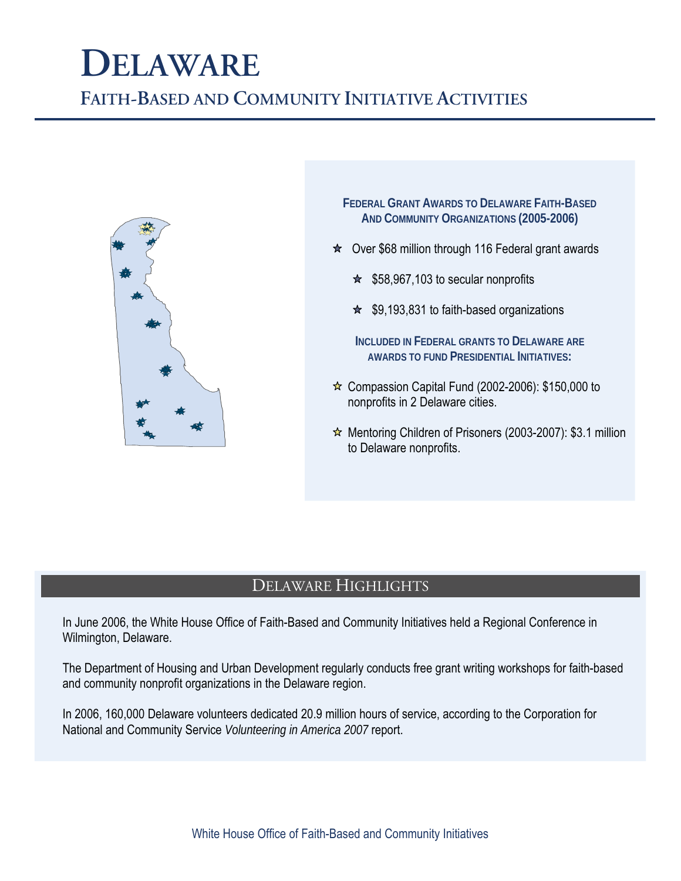# Delaware

## Faith-Based and Community Initiative Activities

### Federal Grant Awards to Delaware Faith-Based And Community Organizations (2005-2006)

- Over $68 million through 116 Federal grant awards
  - $58,967,103 to secular nonprofits
  - $9,193,831 to faith-based organizations

**Included in Federal grants to Delaware are awards to fund Presidential Initiatives:**

- Compassion Capital Fund (2002-2006): $150,000 to nonprofits in 2 Delaware cities.
- Mentoring Children of Prisoners (2003-2007): $3.1 million to Delaware nonprofits.

## Delaware Highlights

In June 2006, the White House Office of Faith-Based and Community Initiatives held a Regional Conference in Wilmington, Delaware.

The Department of Housing and Urban Development regularly conducts free grant writing workshops for faith-based and community nonprofit organizations in the Delaware region.

In 2006, 160,000 Delaware volunteers dedicated 20.9 million hours of service, according to the Corporation for National and Community Service *Volunteering in America 2007* report.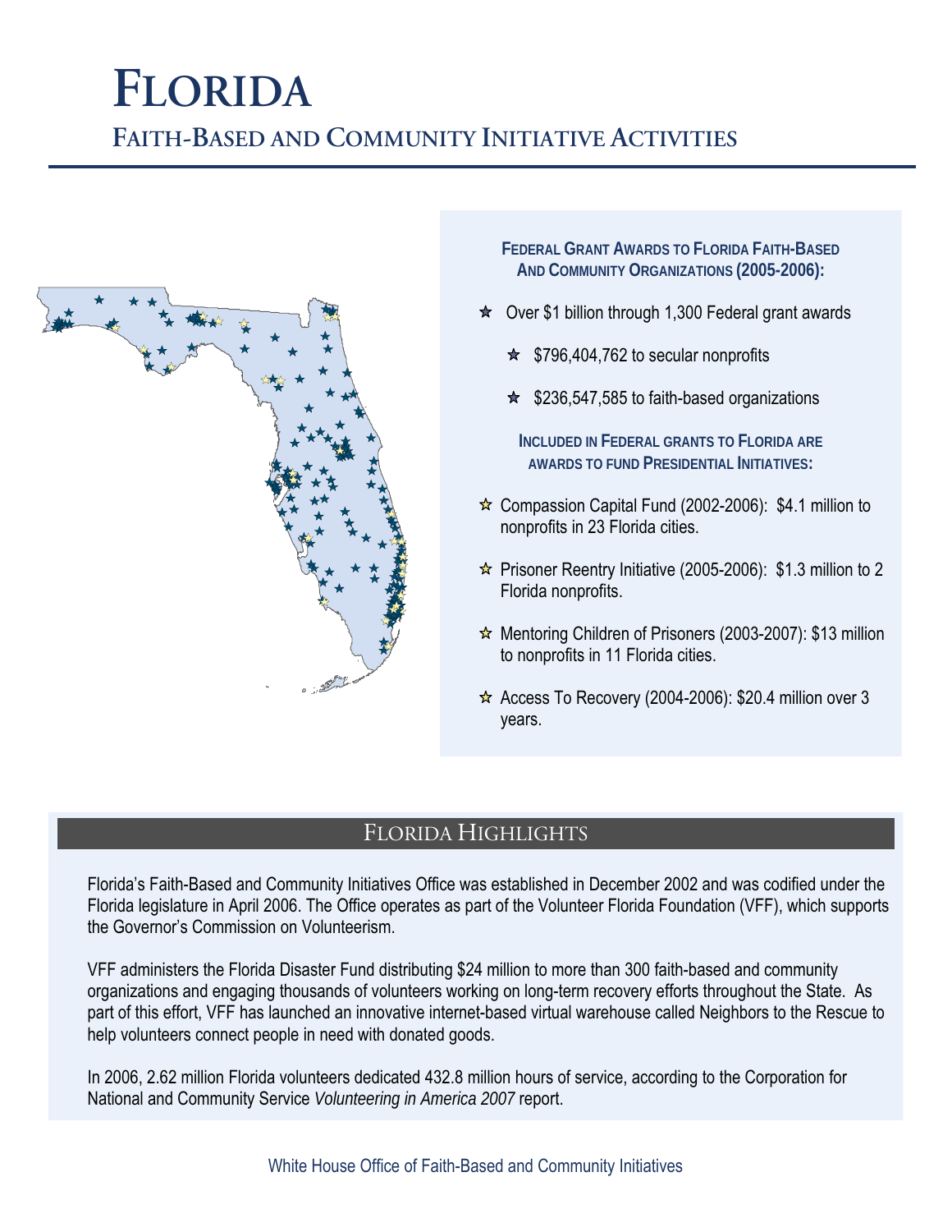# Florida

## Faith-Based and Community Initiative Activities

**Federal Grant Awards to Florida Faith-Based And Community Organizations (2005-2006):**

- Over $1 billion through 1,300 Federal grant awards
  - $796,404,762 to secular nonprofits
  - $236,547,585 to faith-based organizations

**Included in Federal grants to Florida are awards to fund Presidential Initiatives:**

- Compassion Capital Fund (2002-2006): $4.1 million to nonprofits in 23 Florida cities.
- Prisoner Reentry Initiative (2005-2006): $1.3 million to 2 Florida nonprofits.
- Mentoring Children of Prisoners (2003-2007): $13 million to nonprofits in 11 Florida cities.
- Access To Recovery (2004-2006): $20.4 million over 3 years.

## Florida Highlights

Florida's Faith-Based and Community Initiatives Office was established in December 2002 and was codified under the Florida legislature in April 2006. The Office operates as part of the Volunteer Florida Foundation (VFF), which supports the Governor's Commission on Volunteerism.

VFF administers the Florida Disaster Fund distributing $24 million to more than 300 faith-based and community organizations and engaging thousands of volunteers working on long-term recovery efforts throughout the State. As part of this effort, VFF has launched an innovative internet-based virtual warehouse called Neighbors to the Rescue to help volunteers connect people in need with donated goods.

In 2006, 2.62 million Florida volunteers dedicated 432.8 million hours of service, according to the Corporation for National and Community Service *Volunteering in America 2007* report.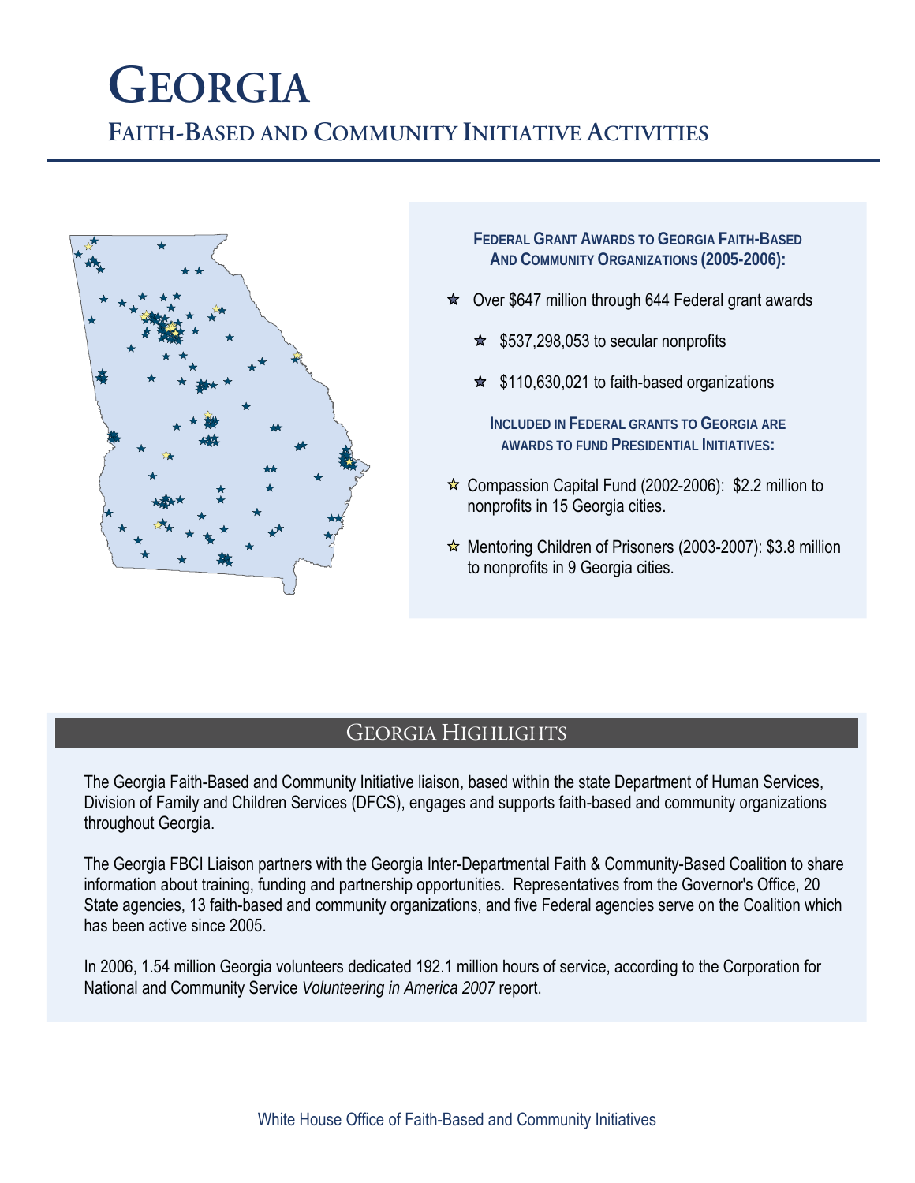# GEORGIA

## FAITH-BASED AND COMMUNITY INITIATIVE ACTIVITIES

### FEDERAL GRANT AWARDS TO GEORGIA FAITH-BASED AND COMMUNITY ORGANIZATIONS (2005-2006):

- Over $647 million through 644 Federal grant awards
  - $537,298,053 to secular nonprofits
  - $110,630,021 to faith-based organizations

### INCLUDED IN FEDERAL GRANTS TO GEORGIA ARE AWARDS TO FUND PRESIDENTIAL INITIATIVES:

- Compassion Capital Fund (2002-2006): $2.2 million to nonprofits in 15 Georgia cities.
- Mentoring Children of Prisoners (2003-2007): $3.8 million to nonprofits in 9 Georgia cities.

## GEORGIA HIGHLIGHTS

The Georgia Faith-Based and Community Initiative liaison, based within the state Department of Human Services, Division of Family and Children Services (DFCS), engages and supports faith-based and community organizations throughout Georgia.

The Georgia FBCI Liaison partners with the Georgia Inter-Departmental Faith & Community-Based Coalition to share information about training, funding and partnership opportunities. Representatives from the Governor's Office, 20 State agencies, 13 faith-based and community organizations, and five Federal agencies serve on the Coalition which has been active since 2005.

In 2006, 1.54 million Georgia volunteers dedicated 192.1 million hours of service, according to the Corporation for National and Community Service *Volunteering in America 2007* report.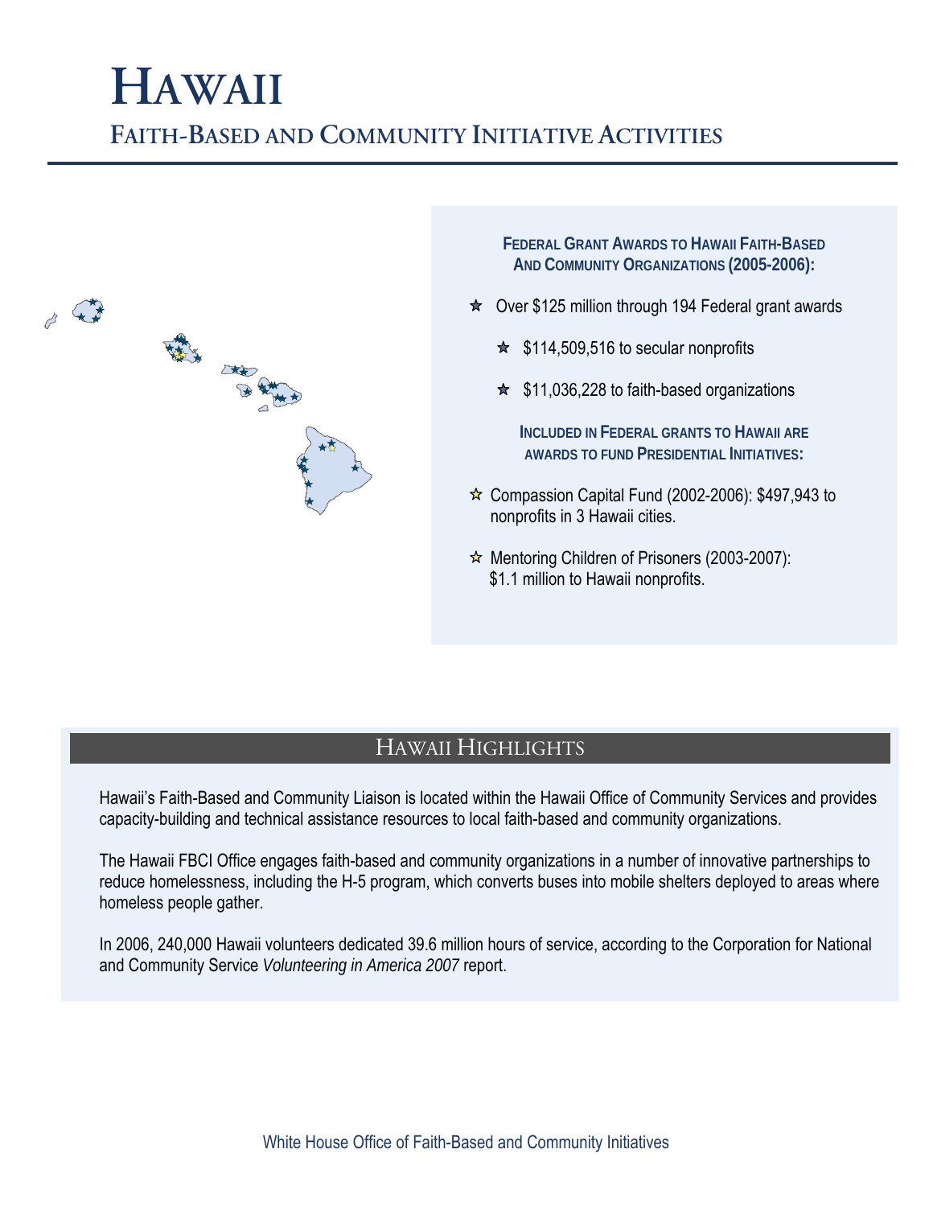# Hawaii

## Faith-Based and Community Initiative Activities

### Federal Grant Awards to Hawaii Faith-Based And Community Organizations (2005-2006):

- Over $125 million through 194 Federal grant awards
  - $114,509,516 to secular nonprofits
  - $11,036,228 to faith-based organizations

**Included in Federal grants to Hawaii are awards to fund Presidential Initiatives:**

- Compassion Capital Fund (2002-2006): $497,943 to nonprofits in 3 Hawaii cities.
- Mentoring Children of Prisoners (2003-2007): $1.1 million to Hawaii nonprofits.

## Hawaii Highlights

Hawaii's Faith-Based and Community Liaison is located within the Hawaii Office of Community Services and provides capacity-building and technical assistance resources to local faith-based and community organizations.

The Hawaii FBCI Office engages faith-based and community organizations in a number of innovative partnerships to reduce homelessness, including the H-5 program, which converts buses into mobile shelters deployed to areas where homeless people gather.

In 2006, 240,000 Hawaii volunteers dedicated 39.6 million hours of service, according to the Corporation for National and Community Service *Volunteering in America 2007* report.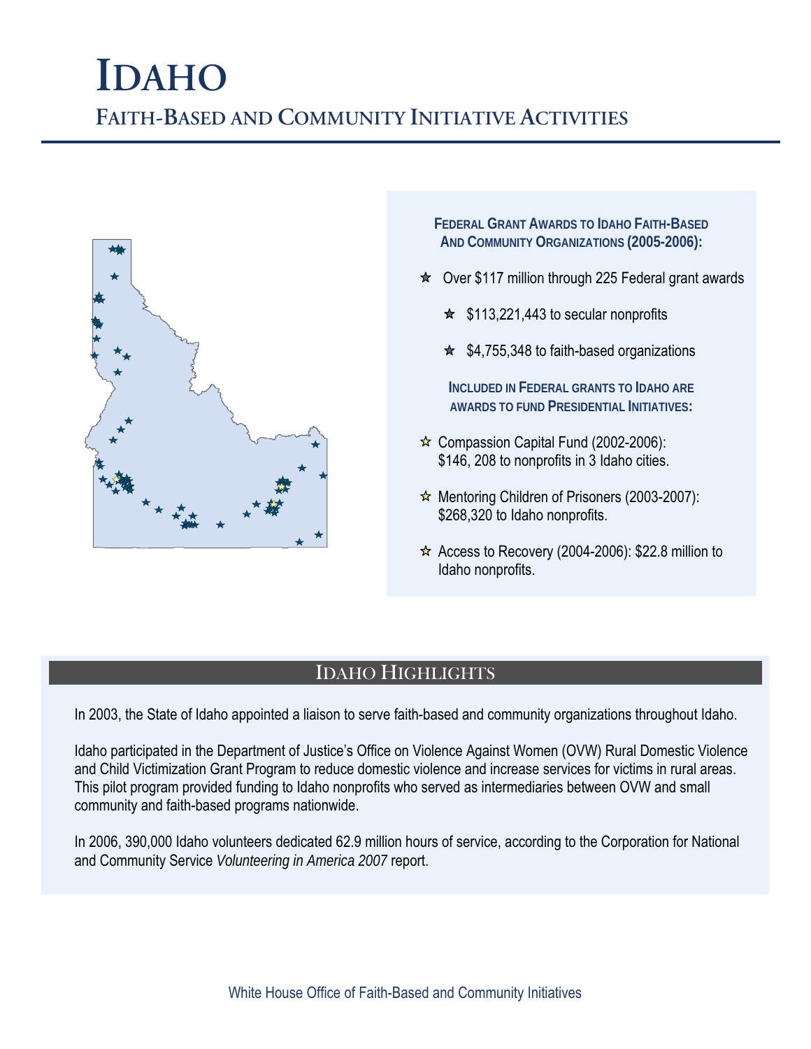# Idaho

## Faith-Based and Community Initiative Activities

### Federal Grant Awards to Idaho Faith-Based And Community Organizations (2005-2006):

- Over $117 million through 225 Federal grant awards
  - $113,221,443 to secular nonprofits
  - $4,755,348 to faith-based organizations

### Included in Federal grants to Idaho are awards to fund Presidential Initiatives:

- Compassion Capital Fund (2002-2006): $146, 208 to nonprofits in 3 Idaho cities.
- Mentoring Children of Prisoners (2003-2007): $268,320 to Idaho nonprofits.
- Access to Recovery (2004-2006): $22.8 million to Idaho nonprofits.

## Idaho Highlights

In 2003, the State of Idaho appointed a liaison to serve faith-based and community organizations throughout Idaho.

Idaho participated in the Department of Justice's Office on Violence Against Women (OVW) Rural Domestic Violence and Child Victimization Grant Program to reduce domestic violence and increase services for victims in rural areas. This pilot program provided funding to Idaho nonprofits who served as intermediaries between OVW and small community and faith-based programs nationwide.

In 2006, 390,000 Idaho volunteers dedicated 62.9 million hours of service, according to the Corporation for National and Community Service *Volunteering in America 2007* report.

White House Office of Faith-Based and Community Initiatives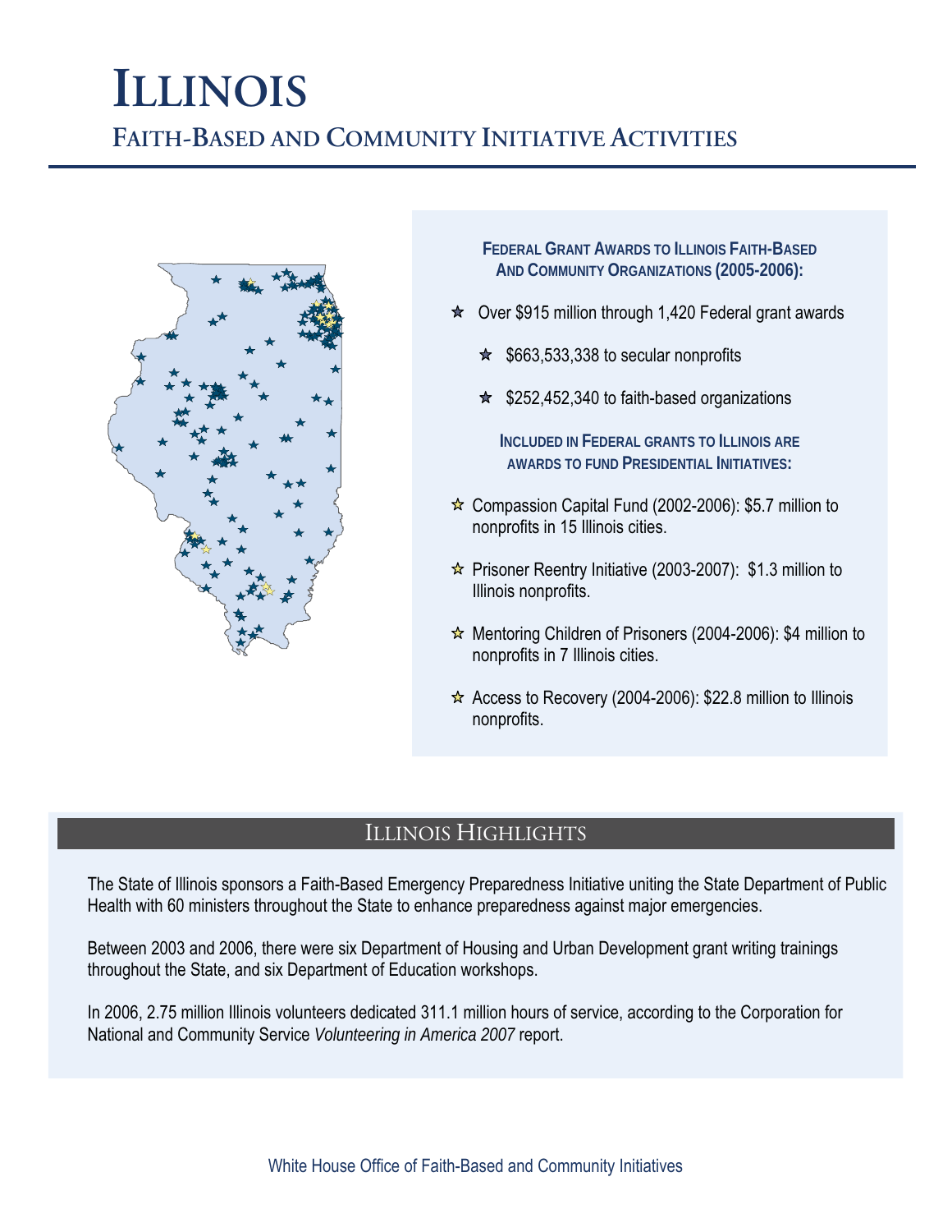# Illinois

## Faith-Based and Community Initiative Activities

### Federal Grant Awards to Illinois Faith-Based And Community Organizations (2005-2006):

- Over $915 million through 1,420 Federal grant awards
  - $663,533,338 to secular nonprofits
  - $252,452,340 to faith-based organizations

**Included in Federal grants to Illinois are awards to fund Presidential Initiatives:**

- Compassion Capital Fund (2002-2006): $5.7 million to nonprofits in 15 Illinois cities.
- Prisoner Reentry Initiative (2003-2007): $1.3 million to Illinois nonprofits.
- Mentoring Children of Prisoners (2004-2006): $4 million to nonprofits in 7 Illinois cities.
- Access to Recovery (2004-2006): $22.8 million to Illinois nonprofits.

## Illinois Highlights

The State of Illinois sponsors a Faith-Based Emergency Preparedness Initiative uniting the State Department of Public Health with 60 ministers throughout the State to enhance preparedness against major emergencies.

Between 2003 and 2006, there were six Department of Housing and Urban Development grant writing trainings throughout the State, and six Department of Education workshops.

In 2006, 2.75 million Illinois volunteers dedicated 311.1 million hours of service, according to the Corporation for National and Community Service *Volunteering in America 2007* report.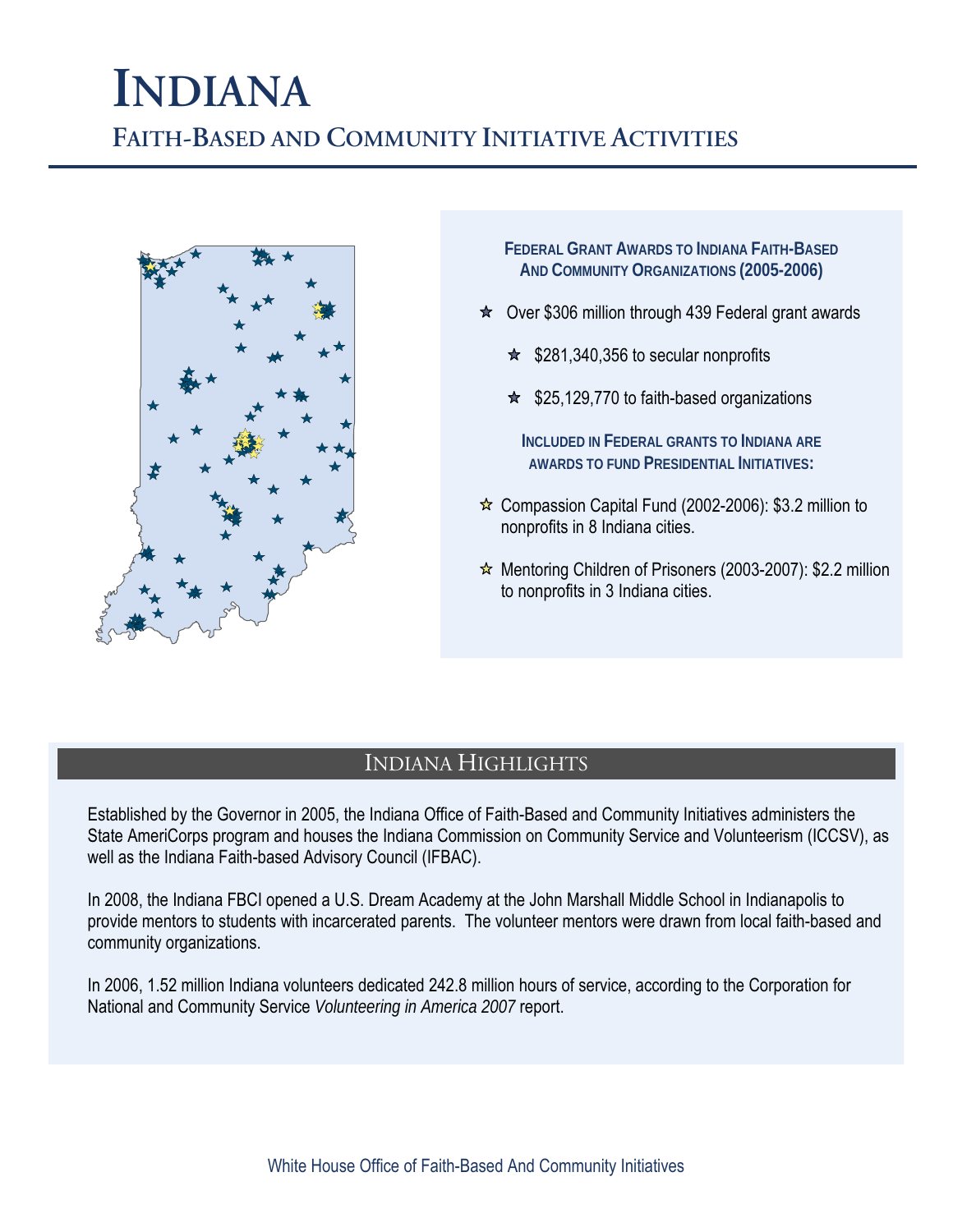# Indiana

## Faith-Based and Community Initiative Activities

### Federal Grant Awards to Indiana Faith-Based And Community Organizations (2005-2006)

- Over $306 million through 439 Federal grant awards
  - $281,340,356 to secular nonprofits
  - $25,129,770 to faith-based organizations

**Included in Federal grants to Indiana are awards to fund Presidential Initiatives:**

- Compassion Capital Fund (2002-2006): $3.2 million to nonprofits in 8 Indiana cities.
- Mentoring Children of Prisoners (2003-2007): $2.2 million to nonprofits in 3 Indiana cities.

## Indiana Highlights

Established by the Governor in 2005, the Indiana Office of Faith-Based and Community Initiatives administers the State AmeriCorps program and houses the Indiana Commission on Community Service and Volunteerism (ICCSV), as well as the Indiana Faith-based Advisory Council (IFBAC).

In 2008, the Indiana FBCI opened a U.S. Dream Academy at the John Marshall Middle School in Indianapolis to provide mentors to students with incarcerated parents. The volunteer mentors were drawn from local faith-based and community organizations.

In 2006, 1.52 million Indiana volunteers dedicated 242.8 million hours of service, according to the Corporation for National and Community Service *Volunteering in America 2007* report.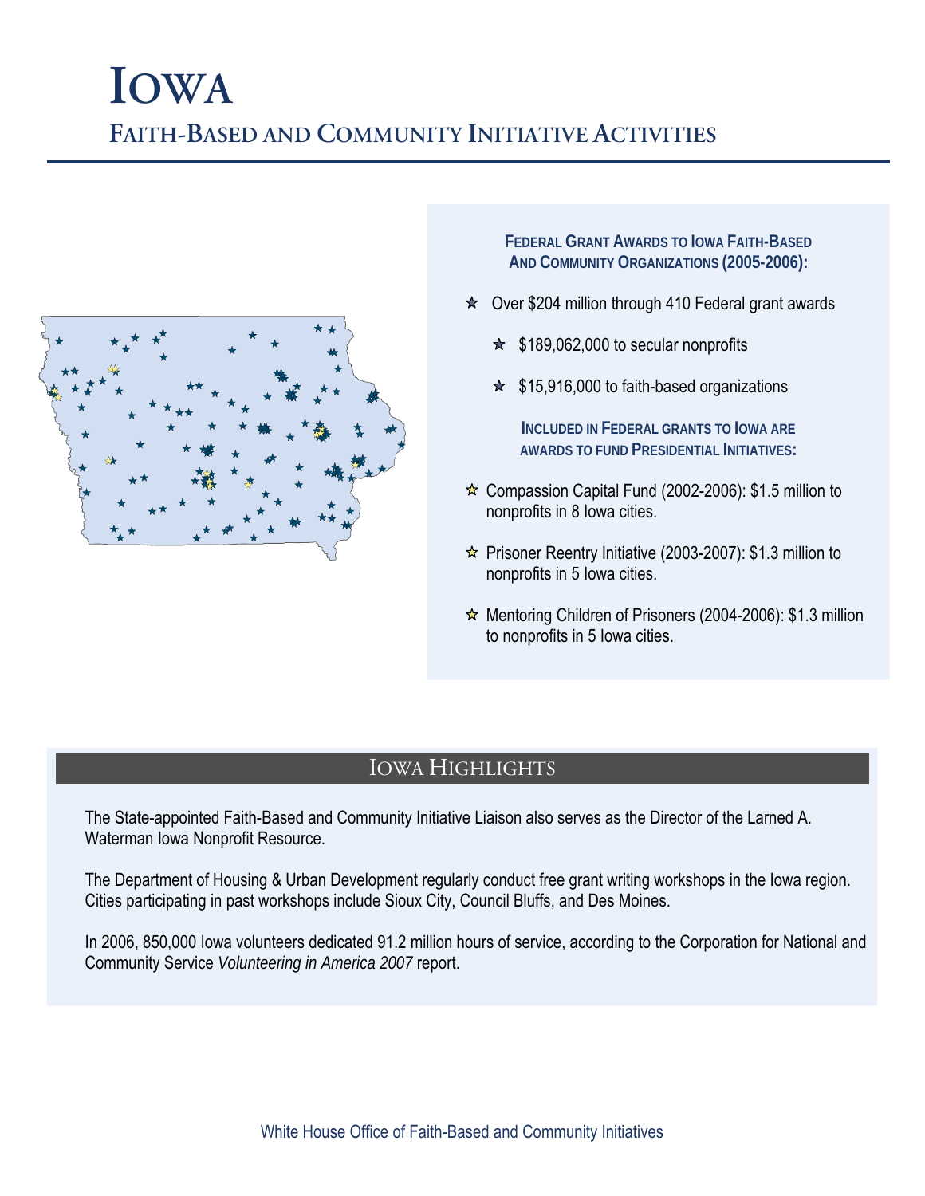# Iowa

## Faith-Based and Community Initiative Activities

### Federal Grant Awards to Iowa Faith-Based And Community Organizations (2005-2006):

- Over $204 million through 410 Federal grant awards
  - $189,062,000 to secular nonprofits
  - $15,916,000 to faith-based organizations

**Included in Federal grants to Iowa are awards to fund Presidential Initiatives:**

- Compassion Capital Fund (2002-2006): $1.5 million to nonprofits in 8 Iowa cities.
- Prisoner Reentry Initiative (2003-2007): $1.3 million to nonprofits in 5 Iowa cities.
- Mentoring Children of Prisoners (2004-2006): $1.3 million to nonprofits in 5 Iowa cities.

## Iowa Highlights

The State-appointed Faith-Based and Community Initiative Liaison also serves as the Director of the Larned A. Waterman Iowa Nonprofit Resource.

The Department of Housing & Urban Development regularly conduct free grant writing workshops in the Iowa region. Cities participating in past workshops include Sioux City, Council Bluffs, and Des Moines.

In 2006, 850,000 Iowa volunteers dedicated 91.2 million hours of service, according to the Corporation for National and Community Service *Volunteering in America 2007* report.

White House Office of Faith-Based and Community Initiatives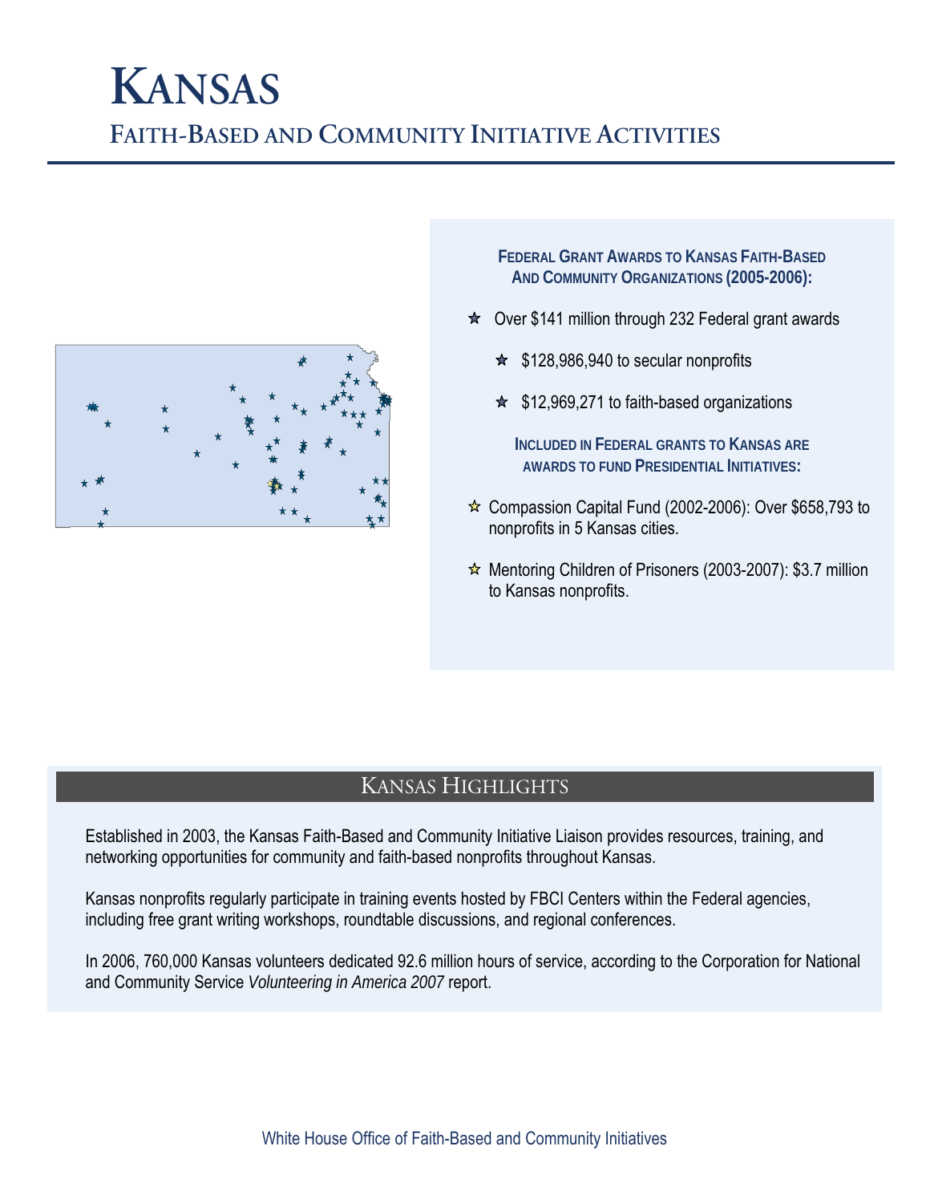# Kansas

## Faith-Based and Community Initiative Activities

### Federal Grant Awards to Kansas Faith-Based And Community Organizations (2005-2006):

- Over $141 million through 232 Federal grant awards
  - $128,986,940 to secular nonprofits
  - $12,969,271 to faith-based organizations

### Included in Federal grants to Kansas are awards to fund Presidential Initiatives:

- Compassion Capital Fund (2002-2006): Over $658,793 to nonprofits in 5 Kansas cities.
- Mentoring Children of Prisoners (2003-2007): $3.7 million to Kansas nonprofits.

## Kansas Highlights

Established in 2003, the Kansas Faith-Based and Community Initiative Liaison provides resources, training, and networking opportunities for community and faith-based nonprofits throughout Kansas.

Kansas nonprofits regularly participate in training events hosted by FBCI Centers within the Federal agencies, including free grant writing workshops, roundtable discussions, and regional conferences.

In 2006, 760,000 Kansas volunteers dedicated 92.6 million hours of service, according to the Corporation for National and Community Service *Volunteering in America 2007* report.

White House Office of Faith-Based and Community Initiatives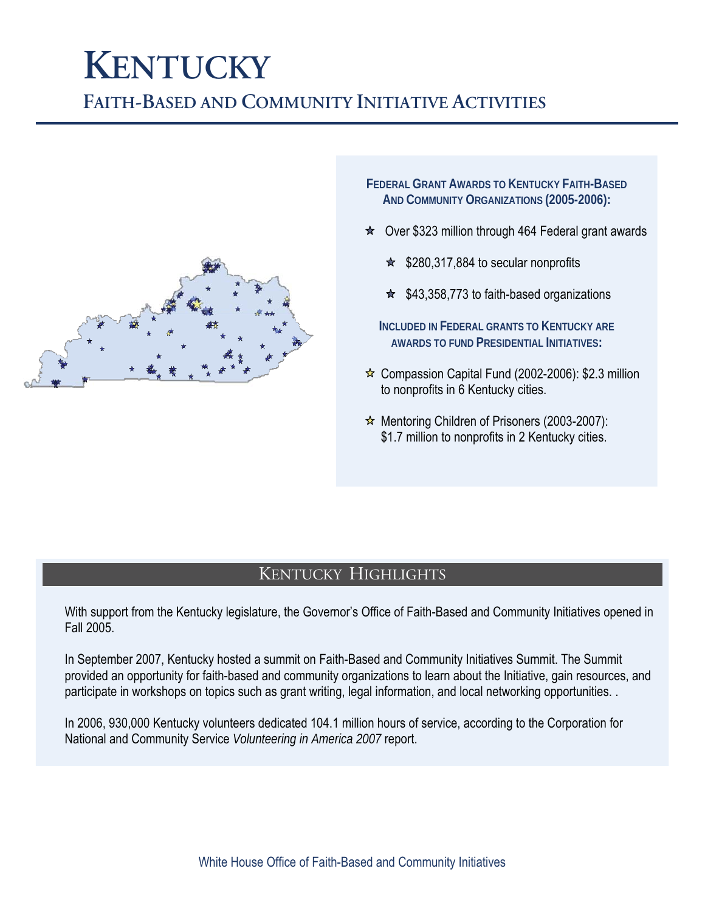# Kentucky

## Faith-Based and Community Initiative Activities

### Federal Grant Awards to Kentucky Faith-Based and Community Organizations (2005-2006):

- Over $323 million through 464 Federal grant awards
  - $280,317,884 to secular nonprofits
  - $43,358,773 to faith-based organizations

### Included in Federal grants to Kentucky are awards to fund Presidential Initiatives:

- Compassion Capital Fund (2002-2006): $2.3 million to nonprofits in 6 Kentucky cities.
- Mentoring Children of Prisoners (2003-2007): $1.7 million to nonprofits in 2 Kentucky cities.

## Kentucky Highlights

With support from the Kentucky legislature, the Governor's Office of Faith-Based and Community Initiatives opened in Fall 2005.

In September 2007, Kentucky hosted a summit on Faith-Based and Community Initiatives Summit. The Summit provided an opportunity for faith-based and community organizations to learn about the Initiative, gain resources, and participate in workshops on topics such as grant writing, legal information, and local networking opportunities. .

In 2006, 930,000 Kentucky volunteers dedicated 104.1 million hours of service, according to the Corporation for National and Community Service *Volunteering in America 2007* report.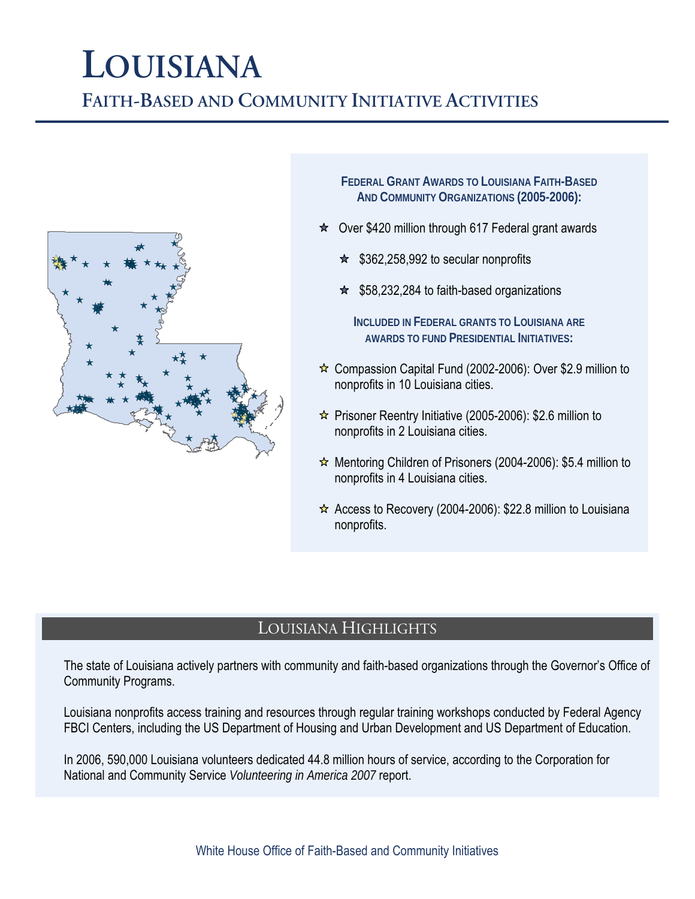# Louisiana

## Faith-Based and Community Initiative Activities

### Federal Grant Awards to Louisiana Faith-Based And Community Organizations (2005-2006):

- Over $420 million through 617 Federal grant awards
  - $362,258,992 to secular nonprofits
  - $58,232,284 to faith-based organizations

### Included in Federal grants to Louisiana are awards to fund Presidential Initiatives:

- Compassion Capital Fund (2002-2006): Over $2.9 million to nonprofits in 10 Louisiana cities.
- Prisoner Reentry Initiative (2005-2006): $2.6 million to nonprofits in 2 Louisiana cities.
- Mentoring Children of Prisoners (2004-2006): $5.4 million to nonprofits in 4 Louisiana cities.
- Access to Recovery (2004-2006): $22.8 million to Louisiana nonprofits.

## Louisiana Highlights

The state of Louisiana actively partners with community and faith-based organizations through the Governor's Office of Community Programs.

Louisiana nonprofits access training and resources through regular training workshops conducted by Federal Agency FBCI Centers, including the US Department of Housing and Urban Development and US Department of Education.

In 2006, 590,000 Louisiana volunteers dedicated 44.8 million hours of service, according to the Corporation for National and Community Service *Volunteering in America 2007* report.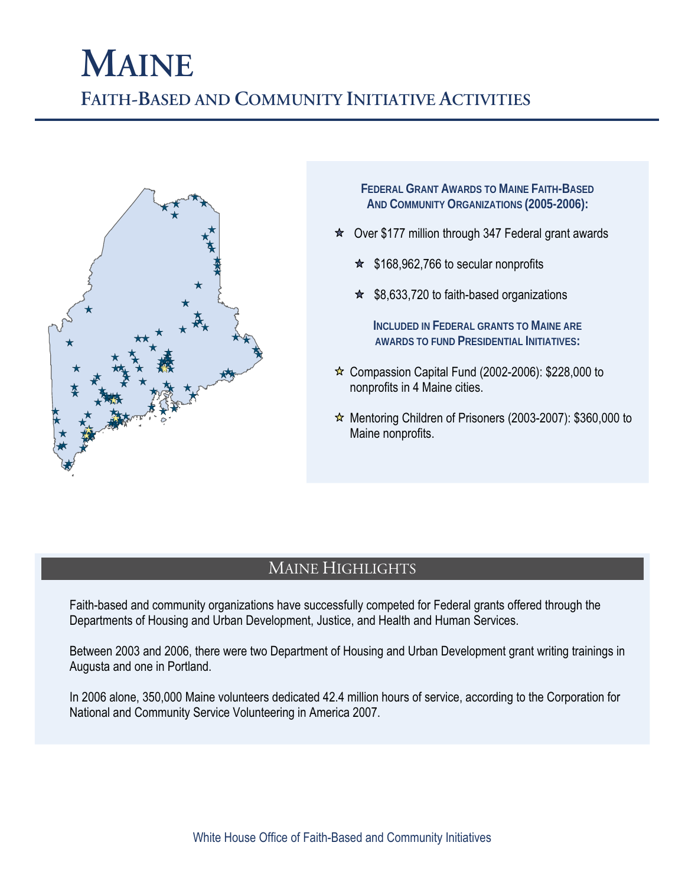# Maine

## Faith-Based and Community Initiative Activities

### Federal Grant Awards to Maine Faith-Based and Community Organizations (2005-2006):

- Over $177 million through 347 Federal grant awards
  - $168,962,766 to secular nonprofits
  - $8,633,720 to faith-based organizations

### Included in Federal grants to Maine are awards to fund Presidential Initiatives:

- Compassion Capital Fund (2002-2006): $228,000 to nonprofits in 4 Maine cities.
- Mentoring Children of Prisoners (2003-2007): $360,000 to Maine nonprofits.

## Maine Highlights

Faith-based and community organizations have successfully competed for Federal grants offered through the Departments of Housing and Urban Development, Justice, and Health and Human Services.

Between 2003 and 2006, there were two Department of Housing and Urban Development grant writing trainings in Augusta and one in Portland.

In 2006 alone, 350,000 Maine volunteers dedicated 42.4 million hours of service, according to the Corporation for National and Community Service Volunteering in America 2007.

White House Office of Faith-Based and Community Initiatives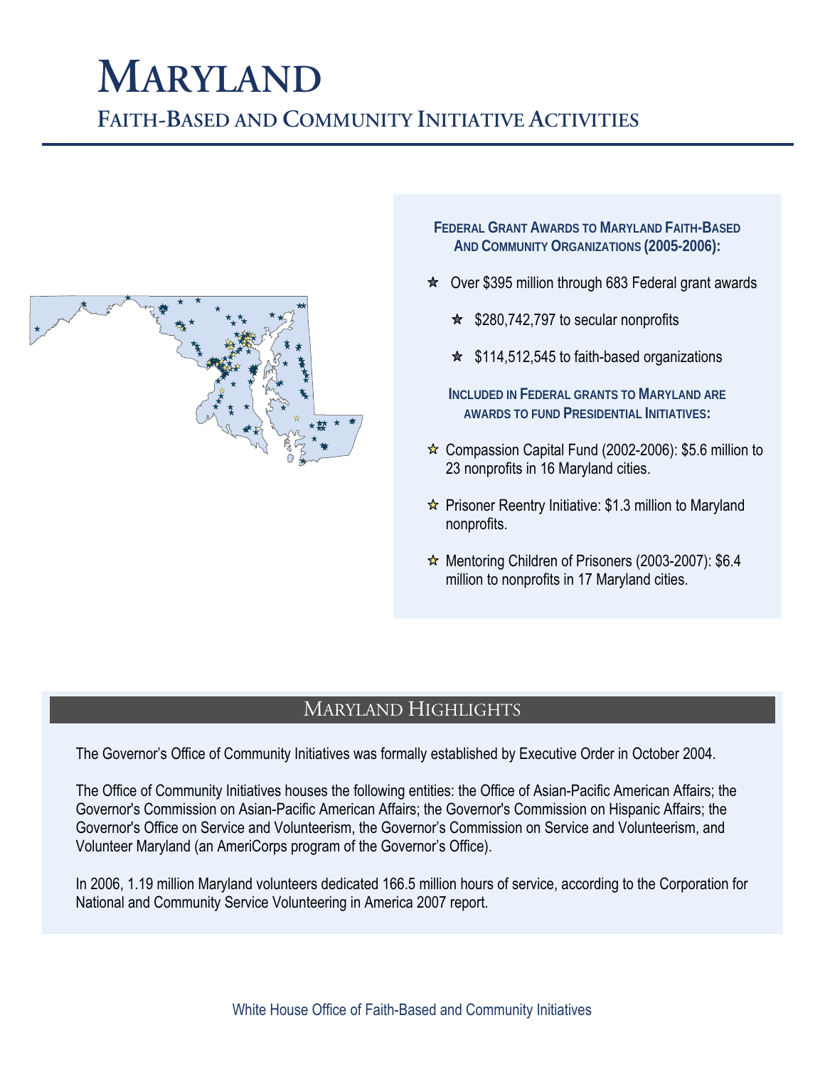# Maryland

## Faith-Based and Community Initiative Activities

### Federal Grant Awards to Maryland Faith-Based And Community Organizations (2005-2006):

- Over $395 million through 683 Federal grant awards
  - $280,742,797 to secular nonprofits
  - $114,512,545 to faith-based organizations

### Included in Federal grants to Maryland are awards to fund Presidential Initiatives:

- Compassion Capital Fund (2002-2006): $5.6 million to 23 nonprofits in 16 Maryland cities.
- Prisoner Reentry Initiative: $1.3 million to Maryland nonprofits.
- Mentoring Children of Prisoners (2003-2007): $6.4 million to nonprofits in 17 Maryland cities.

## Maryland Highlights

The Governor's Office of Community Initiatives was formally established by Executive Order in October 2004.

The Office of Community Initiatives houses the following entities: the Office of Asian-Pacific American Affairs; the Governor's Commission on Asian-Pacific American Affairs; the Governor's Commission on Hispanic Affairs; the Governor's Office on Service and Volunteerism, the Governor's Commission on Service and Volunteerism, and Volunteer Maryland (an AmeriCorps program of the Governor's Office).

In 2006, 1.19 million Maryland volunteers dedicated 166.5 million hours of service, according to the Corporation for National and Community Service Volunteering in America 2007 report.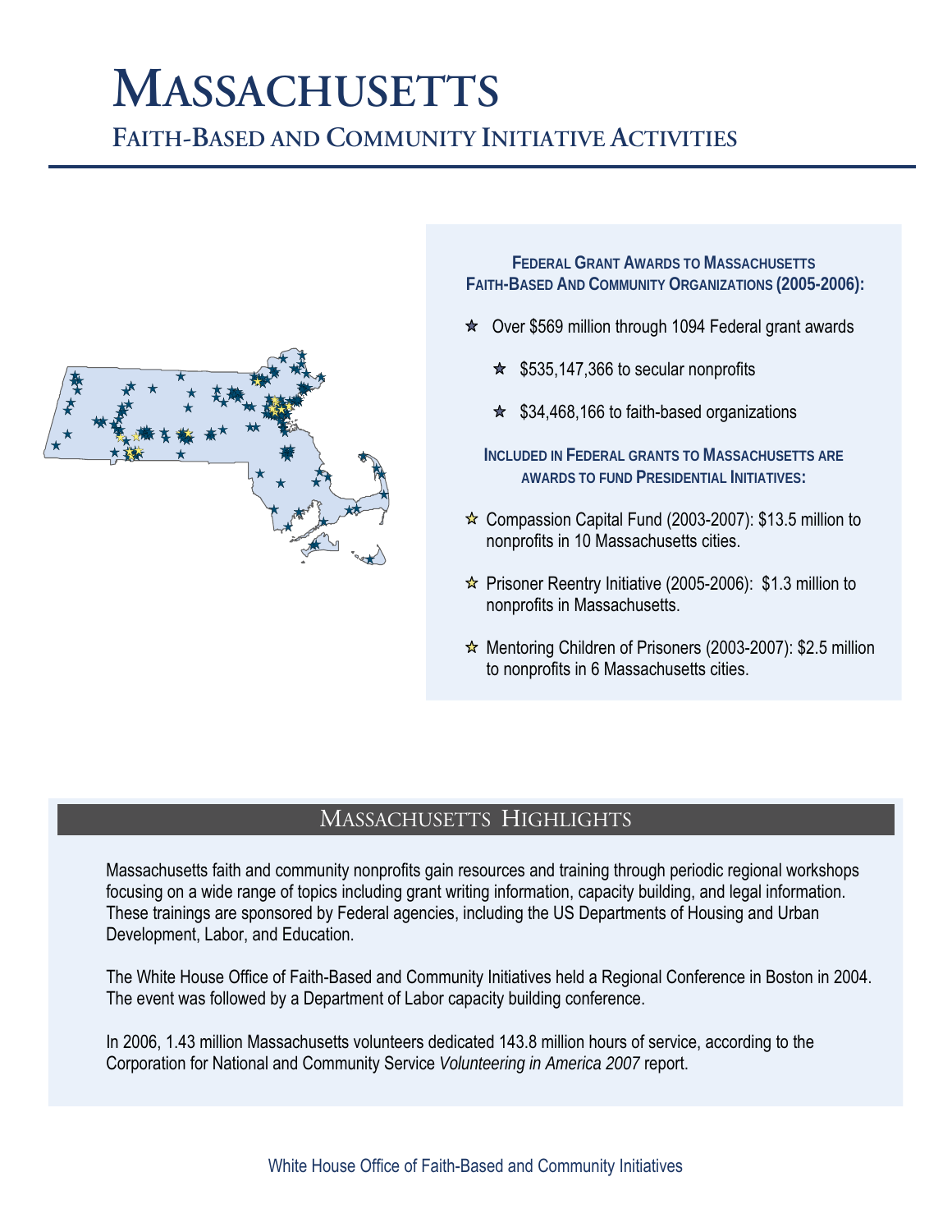# Massachusetts

## Faith-Based and Community Initiative Activities

### Federal Grant Awards to Massachusetts Faith-Based And Community Organizations (2005-2006):

- Over $569 million through 1094 Federal grant awards
  - $535,147,366 to secular nonprofits
  - $34,468,166 to faith-based organizations

### Included in Federal grants to Massachusetts are awards to fund Presidential Initiatives:

- Compassion Capital Fund (2003-2007): $13.5 million to nonprofits in 10 Massachusetts cities.
- Prisoner Reentry Initiative (2005-2006): $1.3 million to nonprofits in Massachusetts.
- Mentoring Children of Prisoners (2003-2007): $2.5 million to nonprofits in 6 Massachusetts cities.

## Massachusetts Highlights

Massachusetts faith and community nonprofits gain resources and training through periodic regional workshops focusing on a wide range of topics including grant writing information, capacity building, and legal information. These trainings are sponsored by Federal agencies, including the US Departments of Housing and Urban Development, Labor, and Education.

The White House Office of Faith-Based and Community Initiatives held a Regional Conference in Boston in 2004. The event was followed by a Department of Labor capacity building conference.

In 2006, 1.43 million Massachusetts volunteers dedicated 143.8 million hours of service, according to the Corporation for National and Community Service *Volunteering in America 2007* report.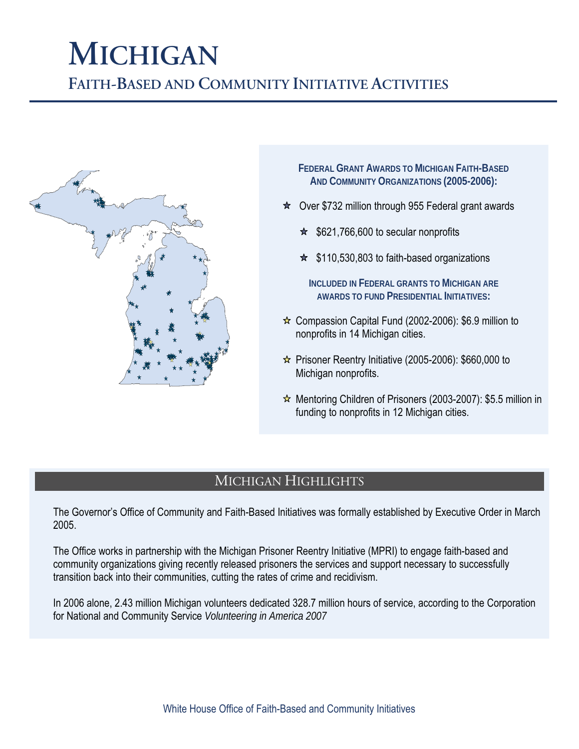# MICHIGAN

## FAITH-BASED AND COMMUNITY INITIATIVE ACTIVITIES

### FEDERAL GRANT AWARDS TO MICHIGAN FAITH-BASED AND COMMUNITY ORGANIZATIONS (2005-2006):

- Over $732 million through 955 Federal grant awards
  - $621,766,600 to secular nonprofits
  - $110,530,803 to faith-based organizations

**INCLUDED IN FEDERAL GRANTS TO MICHIGAN ARE AWARDS TO FUND PRESIDENTIAL INITIATIVES:**

- Compassion Capital Fund (2002-2006): $6.9 million to nonprofits in 14 Michigan cities.
- Prisoner Reentry Initiative (2005-2006): $660,000 to Michigan nonprofits.
- Mentoring Children of Prisoners (2003-2007): $5.5 million in funding to nonprofits in 12 Michigan cities.

## MICHIGAN HIGHLIGHTS

The Governor's Office of Community and Faith-Based Initiatives was formally established by Executive Order in March 2005.

The Office works in partnership with the Michigan Prisoner Reentry Initiative (MPRI) to engage faith-based and community organizations giving recently released prisoners the services and support necessary to successfully transition back into their communities, cutting the rates of crime and recidivism.

In 2006 alone, 2.43 million Michigan volunteers dedicated 328.7 million hours of service, according to the Corporation for National and Community Service *Volunteering in America 2007*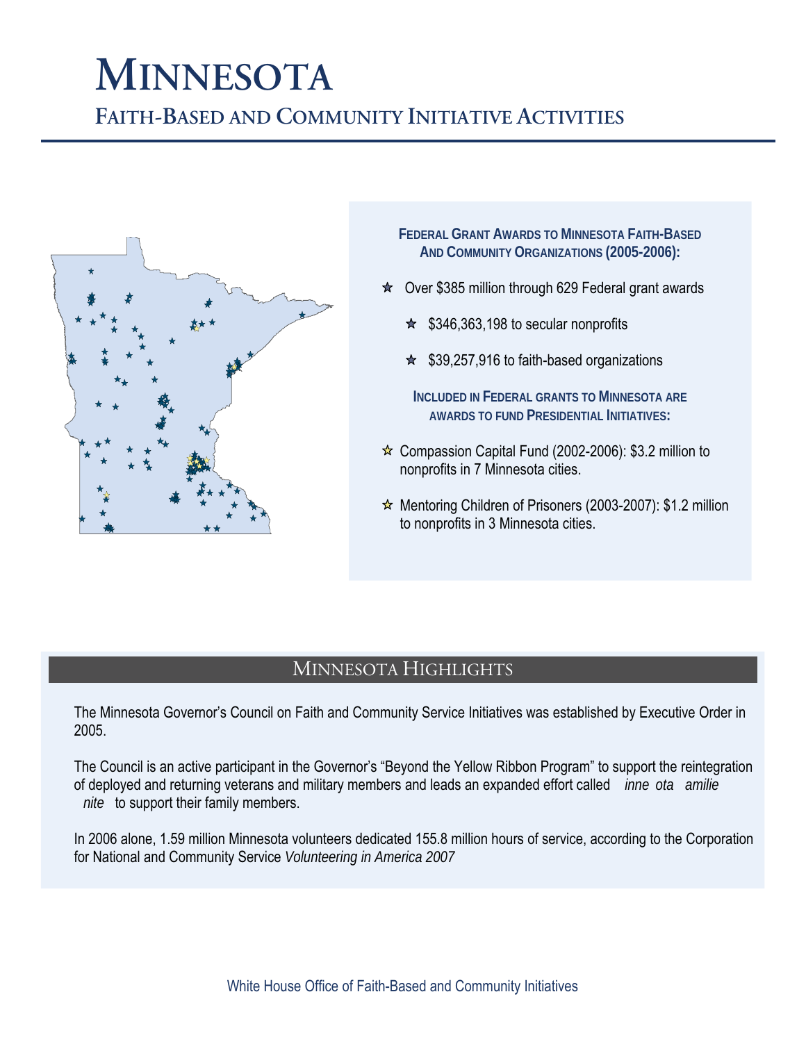# MINNESOTA

## FAITH-BASED AND COMMUNITY INITIATIVE ACTIVITIES

### FEDERAL GRANT AWARDS TO MINNESOTA FAITH-BASED AND COMMUNITY ORGANIZATIONS (2005-2006):

- Over $385 million through 629 Federal grant awards
  - $346,363,198 to secular nonprofits
  - $39,257,916 to faith-based organizations

**INCLUDED IN FEDERAL GRANTS TO MINNESOTA ARE AWARDS TO FUND PRESIDENTIAL INITIATIVES:**

- Compassion Capital Fund (2002-2006): $3.2 million to nonprofits in 7 Minnesota cities.
- Mentoring Children of Prisoners (2003-2007): $1.2 million to nonprofits in 3 Minnesota cities.

## MINNESOTA HIGHLIGHTS

The Minnesota Governor's Council on Faith and Community Service Initiatives was established by Executive Order in 2005.

The Council is an active participant in the Governor's "Beyond the Yellow Ribbon Program" to support the reintegration of deployed and returning veterans and military members and leads an expanded effort called *inne ota amilie nite* to support their family members.

In 2006 alone, 1.59 million Minnesota volunteers dedicated 155.8 million hours of service, according to the Corporation for National and Community Service *Volunteering in America 2007*

White House Office of Faith-Based and Community Initiatives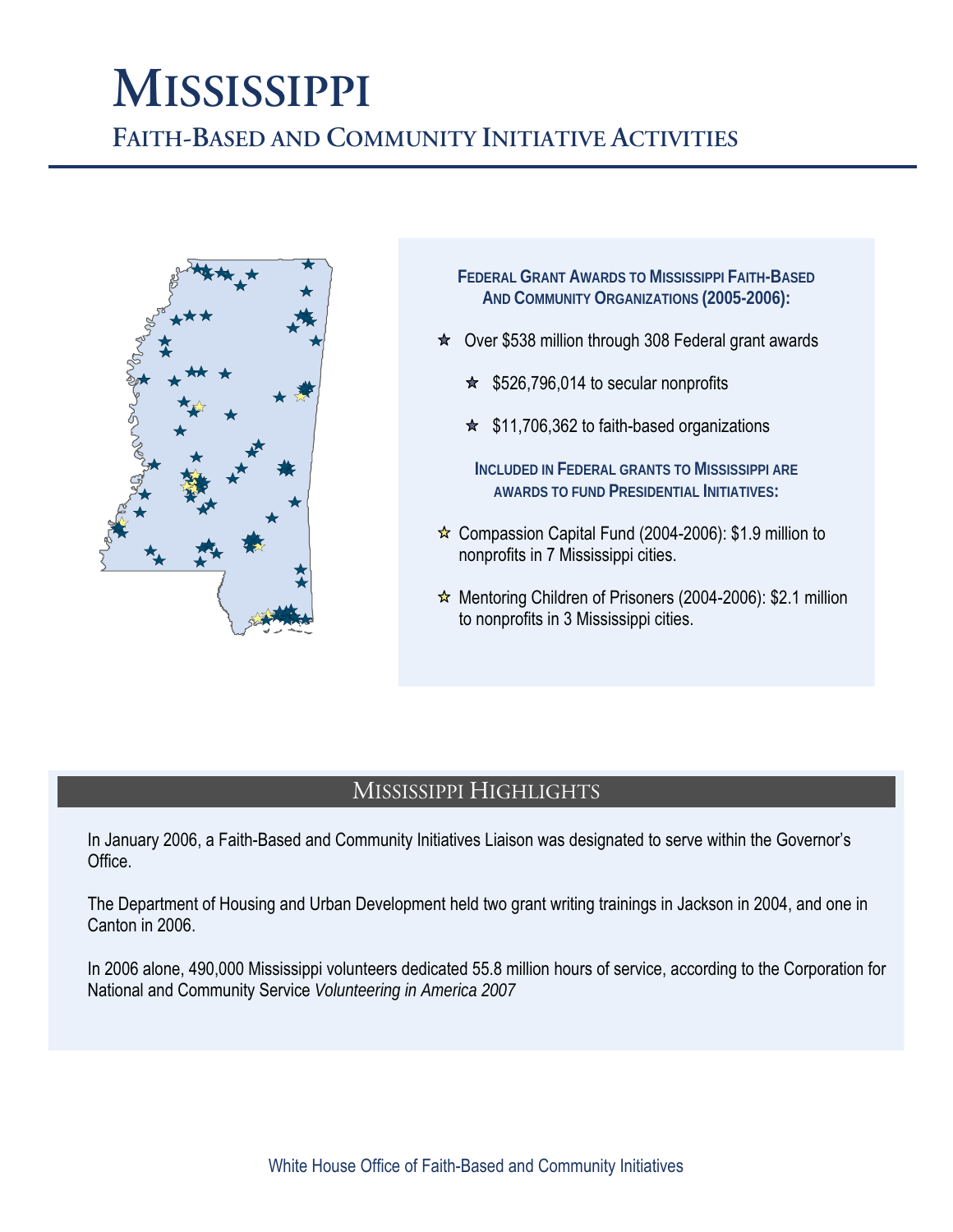# Mississippi

## Faith-Based and Community Initiative Activities

### Federal Grant Awards to Mississippi Faith-Based And Community Organizations (2005-2006):

- Over $538 million through 308 Federal grant awards
  - $526,796,014 to secular nonprofits
  - $11,706,362 to faith-based organizations

**Included in Federal grants to Mississippi are awards to fund Presidential Initiatives:**

- Compassion Capital Fund (2004-2006): $1.9 million to nonprofits in 7 Mississippi cities.
- Mentoring Children of Prisoners (2004-2006): $2.1 million to nonprofits in 3 Mississippi cities.

## Mississippi Highlights

In January 2006, a Faith-Based and Community Initiatives Liaison was designated to serve within the Governor's Office.

The Department of Housing and Urban Development held two grant writing trainings in Jackson in 2004, and one in Canton in 2006.

In 2006 alone, 490,000 Mississippi volunteers dedicated 55.8 million hours of service, according to the Corporation for National and Community Service *Volunteering in America 2007*

White House Office of Faith-Based and Community Initiatives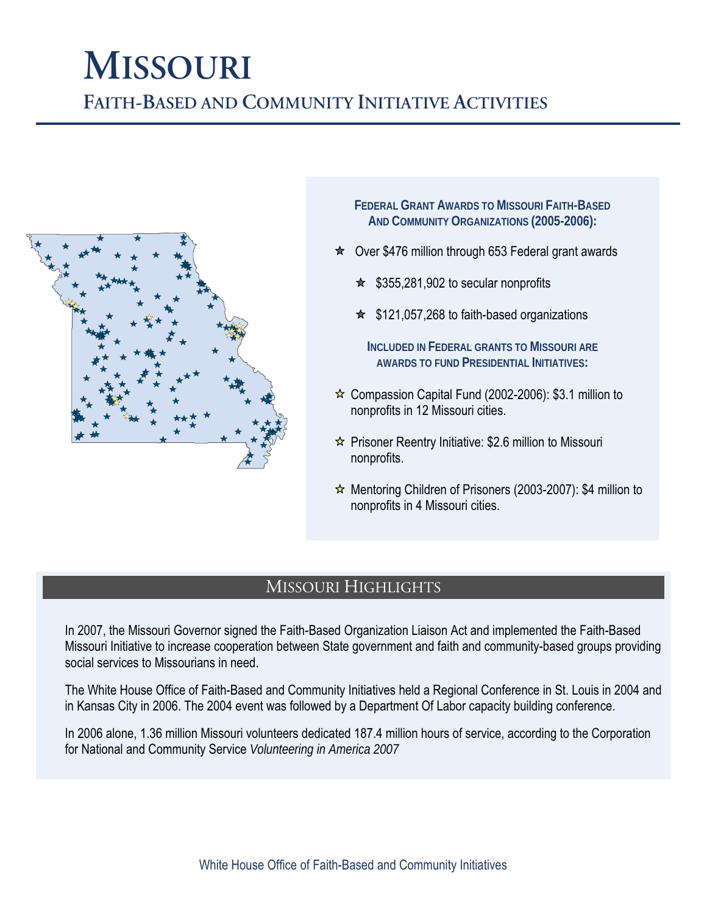# Missouri

## Faith-Based and Community Initiative Activities

### Federal Grant Awards to Missouri Faith-Based And Community Organizations (2005-2006):

- Over $476 million through 653 Federal grant awards
  - $355,281,902 to secular nonprofits
  - $121,057,268 to faith-based organizations

### Included in Federal grants to Missouri are awards to fund Presidential Initiatives:

- Compassion Capital Fund (2002-2006): $3.1 million to nonprofits in 12 Missouri cities.
- Prisoner Reentry Initiative: $2.6 million to Missouri nonprofits.
- Mentoring Children of Prisoners (2003-2007): $4 million to nonprofits in 4 Missouri cities.

## Missouri Highlights

In 2007, the Missouri Governor signed the Faith-Based Organization Liaison Act and implemented the Faith-Based Missouri Initiative to increase cooperation between State government and faith and community-based groups providing social services to Missourians in need.

The White House Office of Faith-Based and Community Initiatives held a Regional Conference in St. Louis in 2004 and in Kansas City in 2006. The 2004 event was followed by a Department Of Labor capacity building conference.

In 2006 alone, 1.36 million Missouri volunteers dedicated 187.4 million hours of service, according to the Corporation for National and Community Service *Volunteering in America 2007*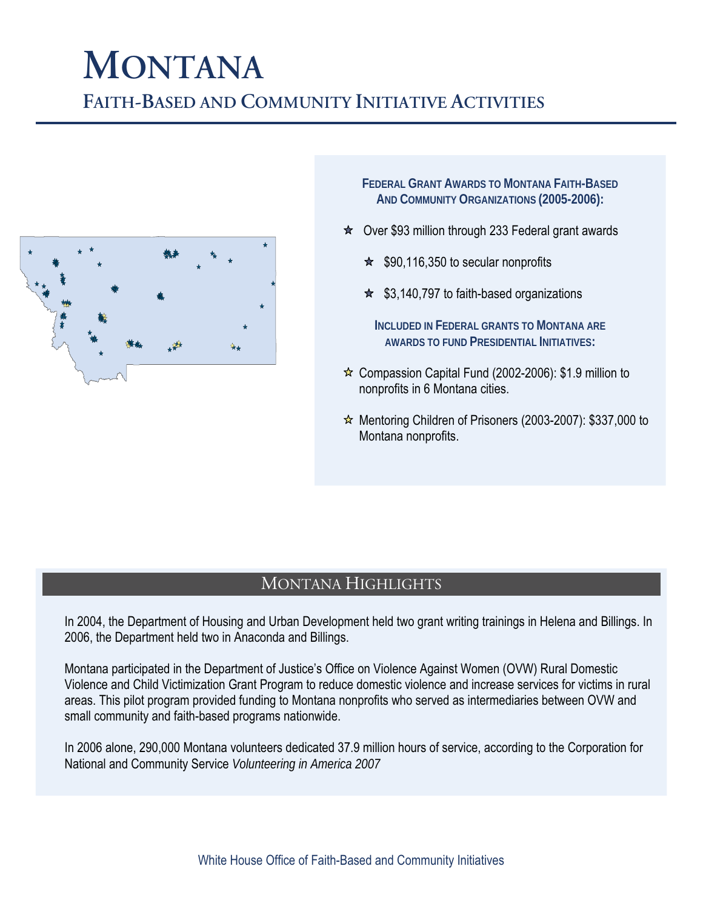# Montana

## Faith-Based and Community Initiative Activities

### Federal Grant Awards to Montana Faith-Based And Community Organizations (2005-2006):

- Over $93 million through 233 Federal grant awards
  - $90,116,350 to secular nonprofits
  - $3,140,797 to faith-based organizations

### Included in Federal grants to Montana are awards to fund Presidential Initiatives:

- Compassion Capital Fund (2002-2006): $1.9 million to nonprofits in 6 Montana cities.
- Mentoring Children of Prisoners (2003-2007): $337,000 to Montana nonprofits.

## Montana Highlights

In 2004, the Department of Housing and Urban Development held two grant writing trainings in Helena and Billings. In 2006, the Department held two in Anaconda and Billings.

Montana participated in the Department of Justice's Office on Violence Against Women (OVW) Rural Domestic Violence and Child Victimization Grant Program to reduce domestic violence and increase services for victims in rural areas. This pilot program provided funding to Montana nonprofits who served as intermediaries between OVW and small community and faith-based programs nationwide.

In 2006 alone, 290,000 Montana volunteers dedicated 37.9 million hours of service, according to the Corporation for National and Community Service *Volunteering in America 2007*

White House Office of Faith-Based and Community Initiatives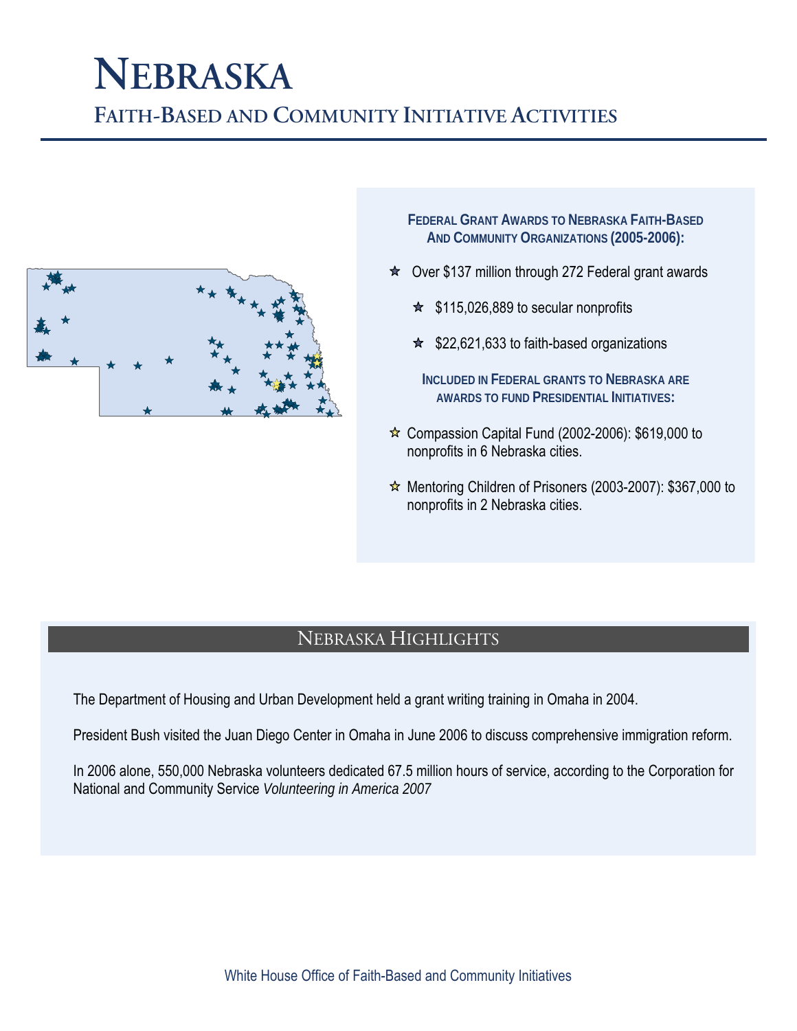# Nebraska

## Faith-Based and Community Initiative Activities

### Federal Grant Awards to Nebraska Faith-Based And Community Organizations (2005-2006):

- Over $137 million through 272 Federal grant awards
  - $115,026,889 to secular nonprofits
  - $22,621,633 to faith-based organizations

### Included in Federal grants to Nebraska are awards to fund Presidential Initiatives:

- Compassion Capital Fund (2002-2006): $619,000 to nonprofits in 6 Nebraska cities.
- Mentoring Children of Prisoners (2003-2007): $367,000 to nonprofits in 2 Nebraska cities.

## Nebraska Highlights

The Department of Housing and Urban Development held a grant writing training in Omaha in 2004.

President Bush visited the Juan Diego Center in Omaha in June 2006 to discuss comprehensive immigration reform.

In 2006 alone, 550,000 Nebraska volunteers dedicated 67.5 million hours of service, according to the Corporation for National and Community Service *Volunteering in America 2007*

White House Office of Faith-Based and Community Initiatives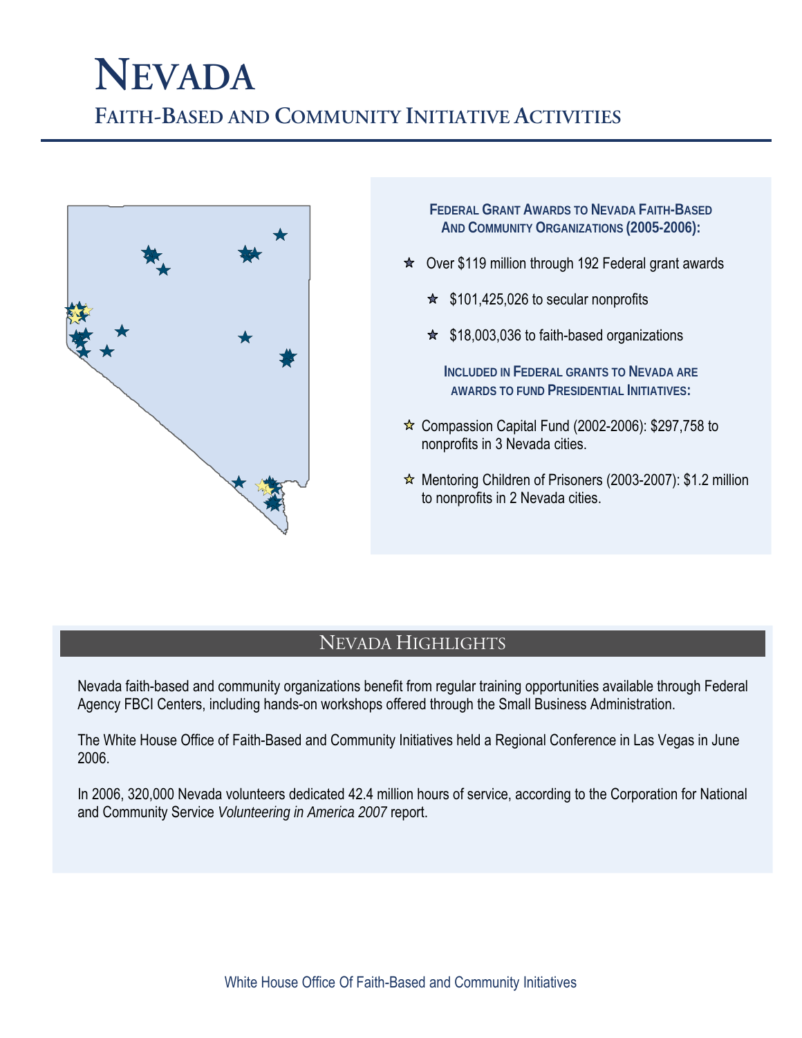# NEVADA

## FAITH-BASED AND COMMUNITY INITIATIVE ACTIVITIES

**FEDERAL GRANT AWARDS TO NEVADA FAITH-BASED AND COMMUNITY ORGANIZATIONS (2005-2006):**

- Over $119 million through 192 Federal grant awards
  - $101,425,026 to secular nonprofits
  - $18,003,036 to faith-based organizations

**INCLUDED IN FEDERAL GRANTS TO NEVADA ARE AWARDS TO FUND PRESIDENTIAL INITIATIVES:**

- Compassion Capital Fund (2002-2006): $297,758 to nonprofits in 3 Nevada cities.
- Mentoring Children of Prisoners (2003-2007): $1.2 million to nonprofits in 2 Nevada cities.

## NEVADA HIGHLIGHTS

Nevada faith-based and community organizations benefit from regular training opportunities available through Federal Agency FBCI Centers, including hands-on workshops offered through the Small Business Administration.

The White House Office of Faith-Based and Community Initiatives held a Regional Conference in Las Vegas in June 2006.

In 2006, 320,000 Nevada volunteers dedicated 42.4 million hours of service, according to the Corporation for National and Community Service *Volunteering in America 2007* report.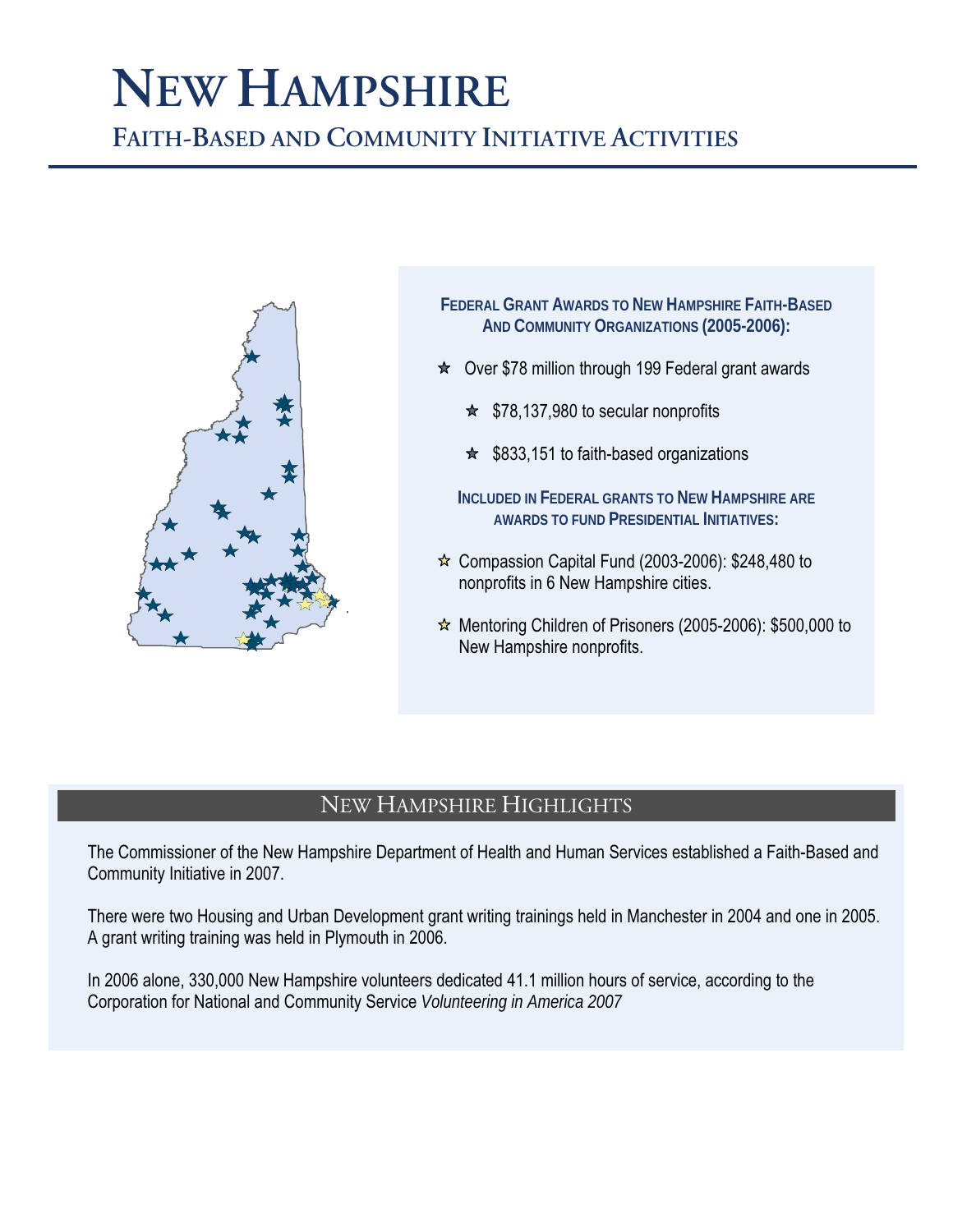# New Hampshire

## Faith-Based and Community Initiative Activities

**Federal Grant Awards to New Hampshire Faith-Based And Community Organizations (2005-2006):**

- Over $78 million through 199 Federal grant awards
  - $78,137,980 to secular nonprofits
  - $833,151 to faith-based organizations

**Included in Federal grants to New Hampshire are awards to fund Presidential Initiatives:**

- Compassion Capital Fund (2003-2006): $248,480 to nonprofits in 6 New Hampshire cities.
- Mentoring Children of Prisoners (2005-2006): $500,000 to New Hampshire nonprofits.

## New Hampshire Highlights

The Commissioner of the New Hampshire Department of Health and Human Services established a Faith-Based and Community Initiative in 2007.

There were two Housing and Urban Development grant writing trainings held in Manchester in 2004 and one in 2005. A grant writing training was held in Plymouth in 2006.

In 2006 alone, 330,000 New Hampshire volunteers dedicated 41.1 million hours of service, according to the Corporation for National and Community Service *Volunteering in America 2007*